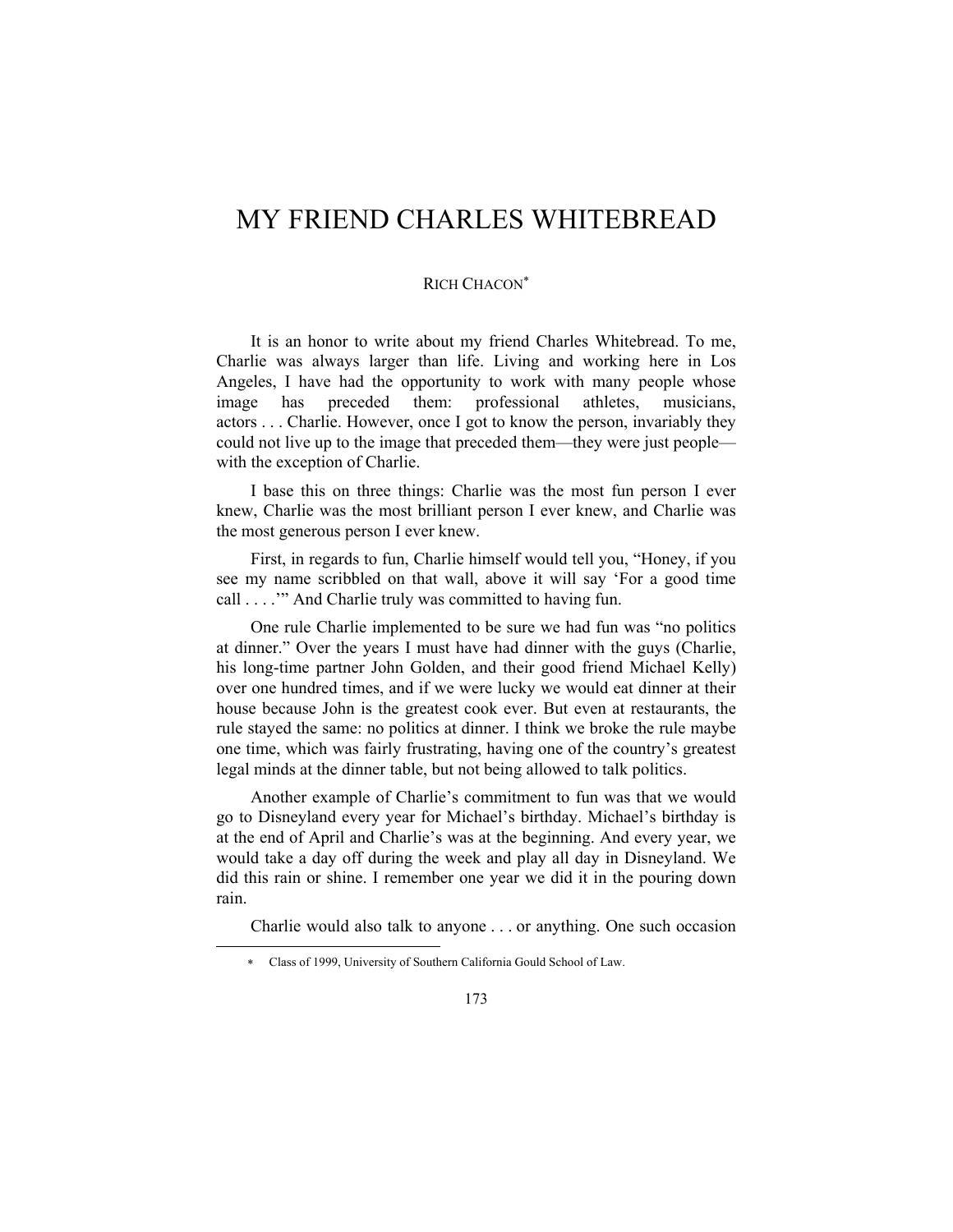# MY FRIEND CHARLES WHITEBREAD

RICH CHACON[*]

It is an honor to write about my friend Charles Whitebread. To me, Charlie was always larger than life. Living and working here in Los Angeles, I have had the opportunity to work with many people whose image has preceded them: professional athletes, musicians, actors . . . Charlie. However, once I got to know the person, invariably they could not live up to the image that preceded them—they were just people—with the exception of Charlie.

I base this on three things: Charlie was the most fun person I ever knew, Charlie was the most brilliant person I ever knew, and Charlie was the most generous person I ever knew.

First, in regards to fun, Charlie himself would tell you, "Honey, if you see my name scribbled on that wall, above it will say 'For a good time call . . . .'" And Charlie truly was committed to having fun.

One rule Charlie implemented to be sure we had fun was "no politics at dinner." Over the years I must have had dinner with the guys (Charlie, his long-time partner John Golden, and their good friend Michael Kelly) over one hundred times, and if we were lucky we would eat dinner at their house because John is the greatest cook ever. But even at restaurants, the rule stayed the same: no politics at dinner. I think we broke the rule maybe one time, which was fairly frustrating, having one of the country's greatest legal minds at the dinner table, but not being allowed to talk politics.

Another example of Charlie's commitment to fun was that we would go to Disneyland every year for Michael's birthday. Michael's birthday is at the end of April and Charlie's was at the beginning. And every year, we would take a day off during the week and play all day in Disneyland. We did this rain or shine. I remember one year we did it in the pouring down rain.

Charlie would also talk to anyone . . . or anything. One such occasion

[*] Class of 1999, University of Southern California Gould School of Law.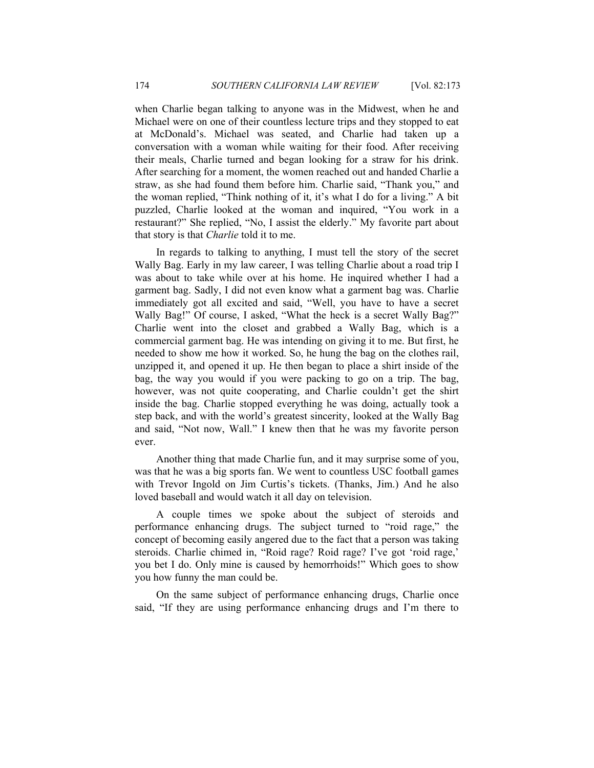when Charlie began talking to anyone was in the Midwest, when he and Michael were on one of their countless lecture trips and they stopped to eat at McDonald's. Michael was seated, and Charlie had taken up a conversation with a woman while waiting for their food. After receiving their meals, Charlie turned and began looking for a straw for his drink. After searching for a moment, the women reached out and handed Charlie a straw, as she had found them before him. Charlie said, "Thank you," and the woman replied, "Think nothing of it, it's what I do for a living." A bit puzzled, Charlie looked at the woman and inquired, "You work in a restaurant?" She replied, "No, I assist the elderly." My favorite part about that story is that *Charlie* told it to me.

In regards to talking to anything, I must tell the story of the secret Wally Bag. Early in my law career, I was telling Charlie about a road trip I was about to take while over at his home. He inquired whether I had a garment bag. Sadly, I did not even know what a garment bag was. Charlie immediately got all excited and said, "Well, you have to have a secret Wally Bag!" Of course, I asked, "What the heck is a secret Wally Bag?" Charlie went into the closet and grabbed a Wally Bag, which is a commercial garment bag. He was intending on giving it to me. But first, he needed to show me how it worked. So, he hung the bag on the clothes rail, unzipped it, and opened it up. He then began to place a shirt inside of the bag, the way you would if you were packing to go on a trip. The bag, however, was not quite cooperating, and Charlie couldn't get the shirt inside the bag. Charlie stopped everything he was doing, actually took a step back, and with the world's greatest sincerity, looked at the Wally Bag and said, "Not now, Wall." I knew then that he was my favorite person ever.

Another thing that made Charlie fun, and it may surprise some of you, was that he was a big sports fan. We went to countless USC football games with Trevor Ingold on Jim Curtis's tickets. (Thanks, Jim.) And he also loved baseball and would watch it all day on television.

A couple times we spoke about the subject of steroids and performance enhancing drugs. The subject turned to "roid rage," the concept of becoming easily angered due to the fact that a person was taking steroids. Charlie chimed in, "Roid rage? Roid rage? I've got 'roid rage,' you bet I do. Only mine is caused by hemorrhoids!" Which goes to show you how funny the man could be.

On the same subject of performance enhancing drugs, Charlie once said, "If they are using performance enhancing drugs and I'm there to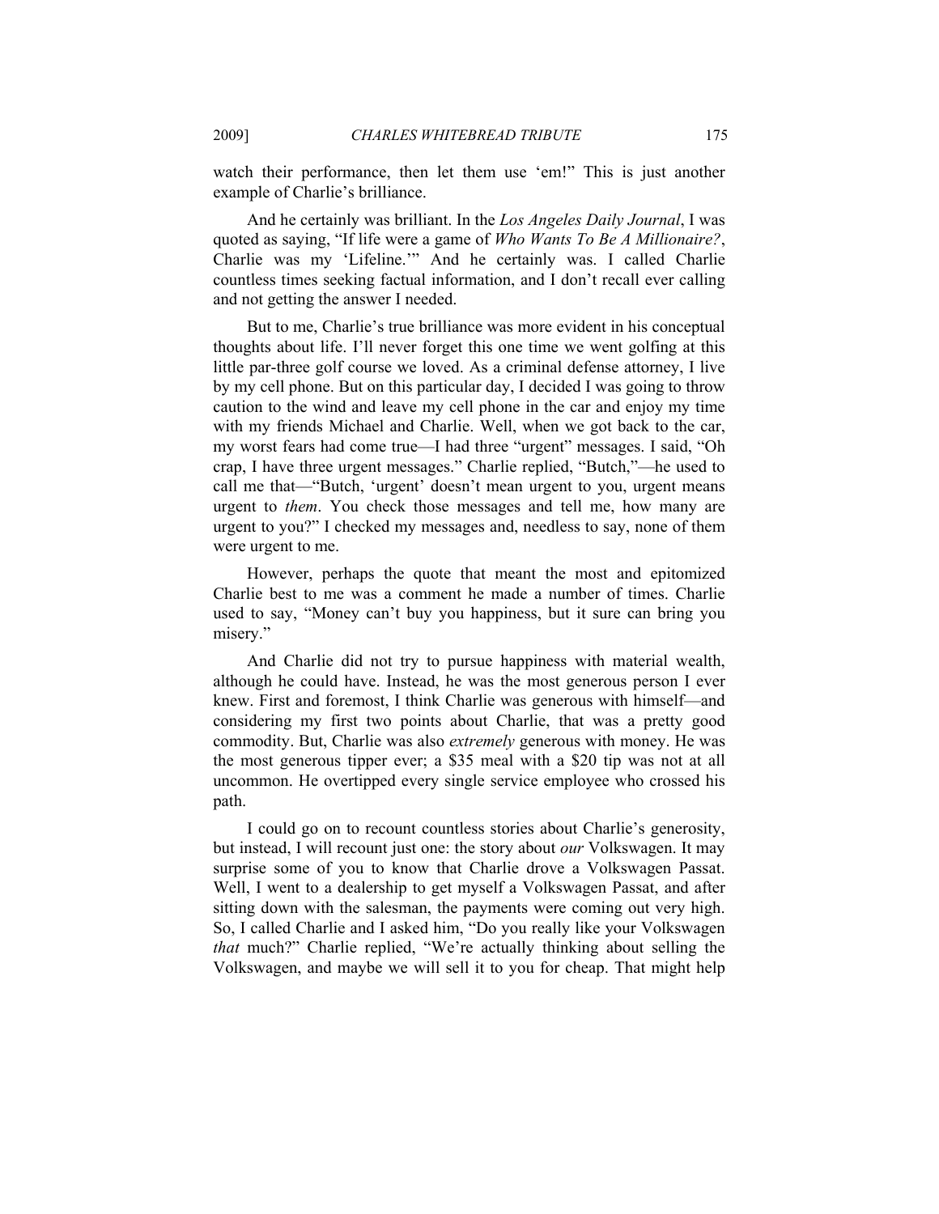watch their performance, then let them use 'em!" This is just another example of Charlie's brilliance.

And he certainly was brilliant. In the *Los Angeles Daily Journal*, I was quoted as saying, "If life were a game of *Who Wants To Be A Millionaire?*, Charlie was my 'Lifeline.'" And he certainly was. I called Charlie countless times seeking factual information, and I don't recall ever calling and not getting the answer I needed.

But to me, Charlie's true brilliance was more evident in his conceptual thoughts about life. I'll never forget this one time we went golfing at this little par-three golf course we loved. As a criminal defense attorney, I live by my cell phone. But on this particular day, I decided I was going to throw caution to the wind and leave my cell phone in the car and enjoy my time with my friends Michael and Charlie. Well, when we got back to the car, my worst fears had come true—I had three "urgent" messages. I said, "Oh crap, I have three urgent messages." Charlie replied, "Butch,"—he used to call me that—"Butch, 'urgent' doesn't mean urgent to you, urgent means urgent to *them*. You check those messages and tell me, how many are urgent to you?" I checked my messages and, needless to say, none of them were urgent to me.

However, perhaps the quote that meant the most and epitomized Charlie best to me was a comment he made a number of times. Charlie used to say, "Money can't buy you happiness, but it sure can bring you misery."

And Charlie did not try to pursue happiness with material wealth, although he could have. Instead, he was the most generous person I ever knew. First and foremost, I think Charlie was generous with himself—and considering my first two points about Charlie, that was a pretty good commodity. But, Charlie was also *extremely* generous with money. He was the most generous tipper ever; a $35 meal with a $20 tip was not at all uncommon. He overtipped every single service employee who crossed his path.

I could go on to recount countless stories about Charlie's generosity, but instead, I will recount just one: the story about *our* Volkswagen. It may surprise some of you to know that Charlie drove a Volkswagen Passat. Well, I went to a dealership to get myself a Volkswagen Passat, and after sitting down with the salesman, the payments were coming out very high. So, I called Charlie and I asked him, "Do you really like your Volkswagen *that* much?" Charlie replied, "We're actually thinking about selling the Volkswagen, and maybe we will sell it to you for cheap. That might help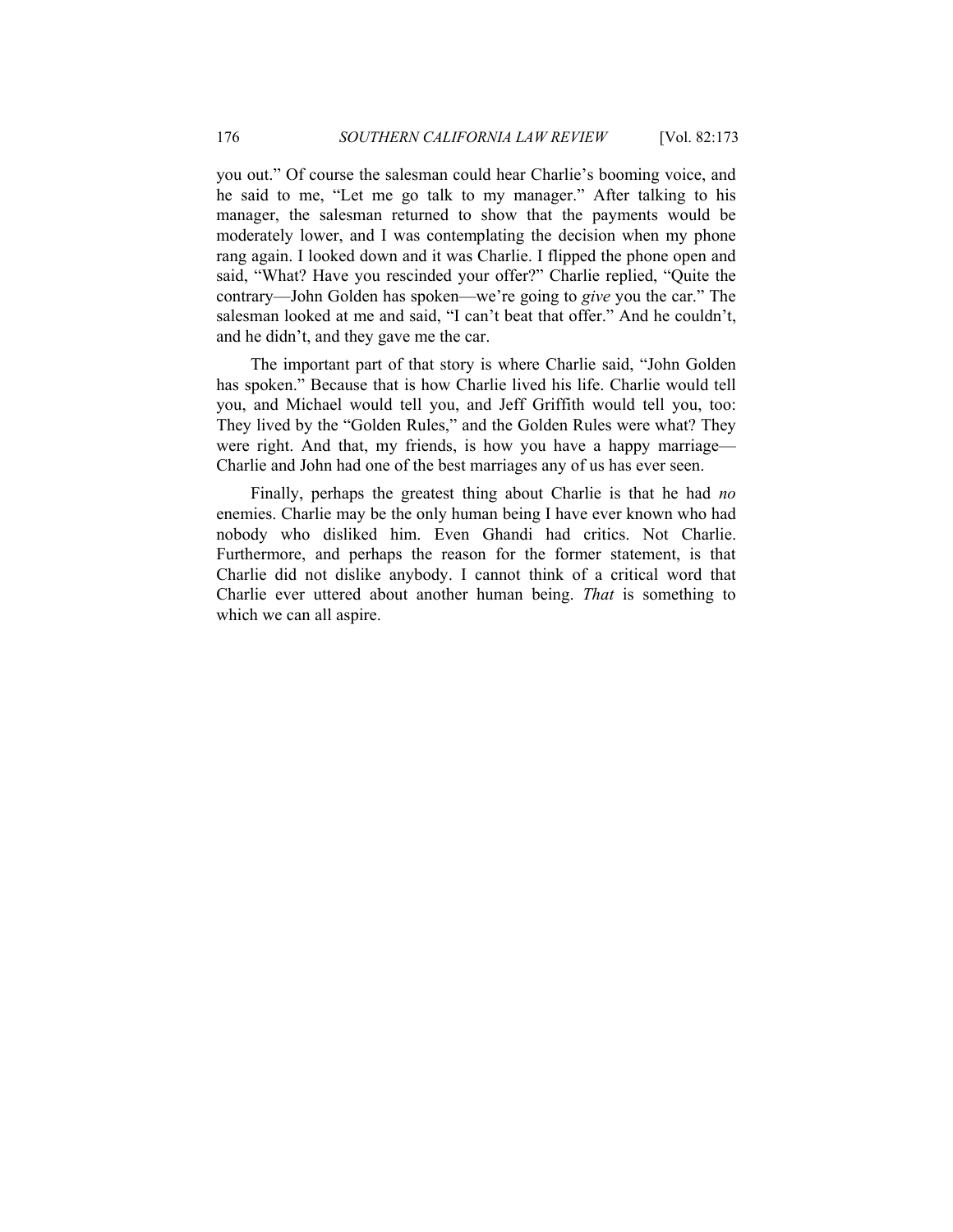you out." Of course the salesman could hear Charlie's booming voice, and he said to me, "Let me go talk to my manager." After talking to his manager, the salesman returned to show that the payments would be moderately lower, and I was contemplating the decision when my phone rang again. I looked down and it was Charlie. I flipped the phone open and said, "What? Have you rescinded your offer?" Charlie replied, "Quite the contrary—John Golden has spoken—we're going to *give* you the car." The salesman looked at me and said, "I can't beat that offer." And he couldn't, and he didn't, and they gave me the car.

The important part of that story is where Charlie said, "John Golden has spoken." Because that is how Charlie lived his life. Charlie would tell you, and Michael would tell you, and Jeff Griffith would tell you, too: They lived by the "Golden Rules," and the Golden Rules were what? They were right. And that, my friends, is how you have a happy marriage—Charlie and John had one of the best marriages any of us has ever seen.

Finally, perhaps the greatest thing about Charlie is that he had *no* enemies. Charlie may be the only human being I have ever known who had nobody who disliked him. Even Ghandi had critics. Not Charlie. Furthermore, and perhaps the reason for the former statement, is that Charlie did not dislike anybody. I cannot think of a critical word that Charlie ever uttered about another human being. *That* is something to which we can all aspire.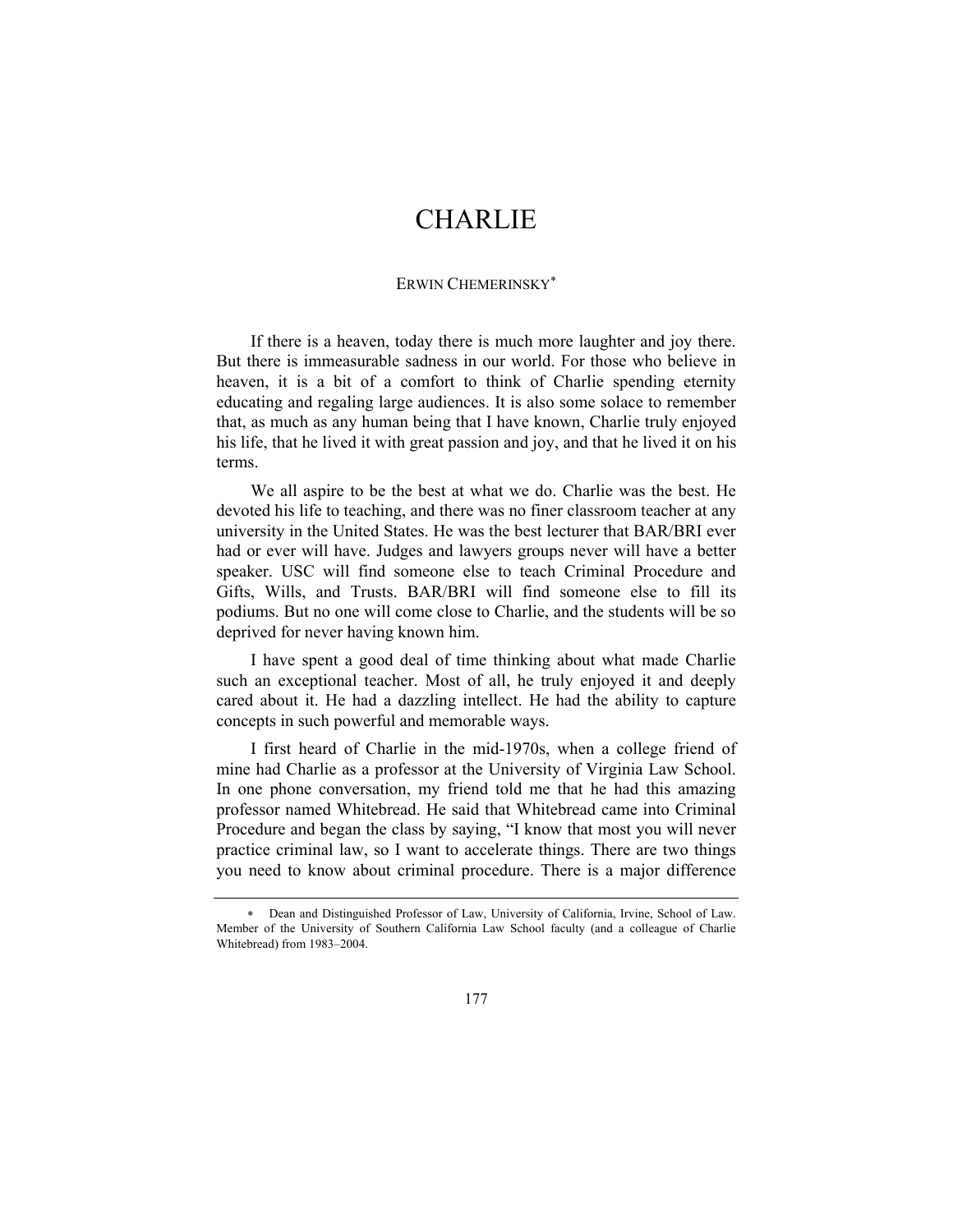# CHARLIE

ERWIN CHEMERINSKY[*]

If there is a heaven, today there is much more laughter and joy there. But there is immeasurable sadness in our world. For those who believe in heaven, it is a bit of a comfort to think of Charlie spending eternity educating and regaling large audiences. It is also some solace to remember that, as much as any human being that I have known, Charlie truly enjoyed his life, that he lived it with great passion and joy, and that he lived it on his terms.

We all aspire to be the best at what we do. Charlie was the best. He devoted his life to teaching, and there was no finer classroom teacher at any university in the United States. He was the best lecturer that BAR/BRI ever had or ever will have. Judges and lawyers groups never will have a better speaker. USC will find someone else to teach Criminal Procedure and Gifts, Wills, and Trusts. BAR/BRI will find someone else to fill its podiums. But no one will come close to Charlie, and the students will be so deprived for never having known him.

I have spent a good deal of time thinking about what made Charlie such an exceptional teacher. Most of all, he truly enjoyed it and deeply cared about it. He had a dazzling intellect. He had the ability to capture concepts in such powerful and memorable ways.

I first heard of Charlie in the mid-1970s, when a college friend of mine had Charlie as a professor at the University of Virginia Law School. In one phone conversation, my friend told me that he had this amazing professor named Whitebread. He said that Whitebread came into Criminal Procedure and began the class by saying, "I know that most you will never practice criminal law, so I want to accelerate things. There are two things you need to know about criminal procedure. There is a major difference

---

[*] Dean and Distinguished Professor of Law, University of California, Irvine, School of Law. Member of the University of Southern California Law School faculty (and a colleague of Charlie Whitebread) from 1983–2004.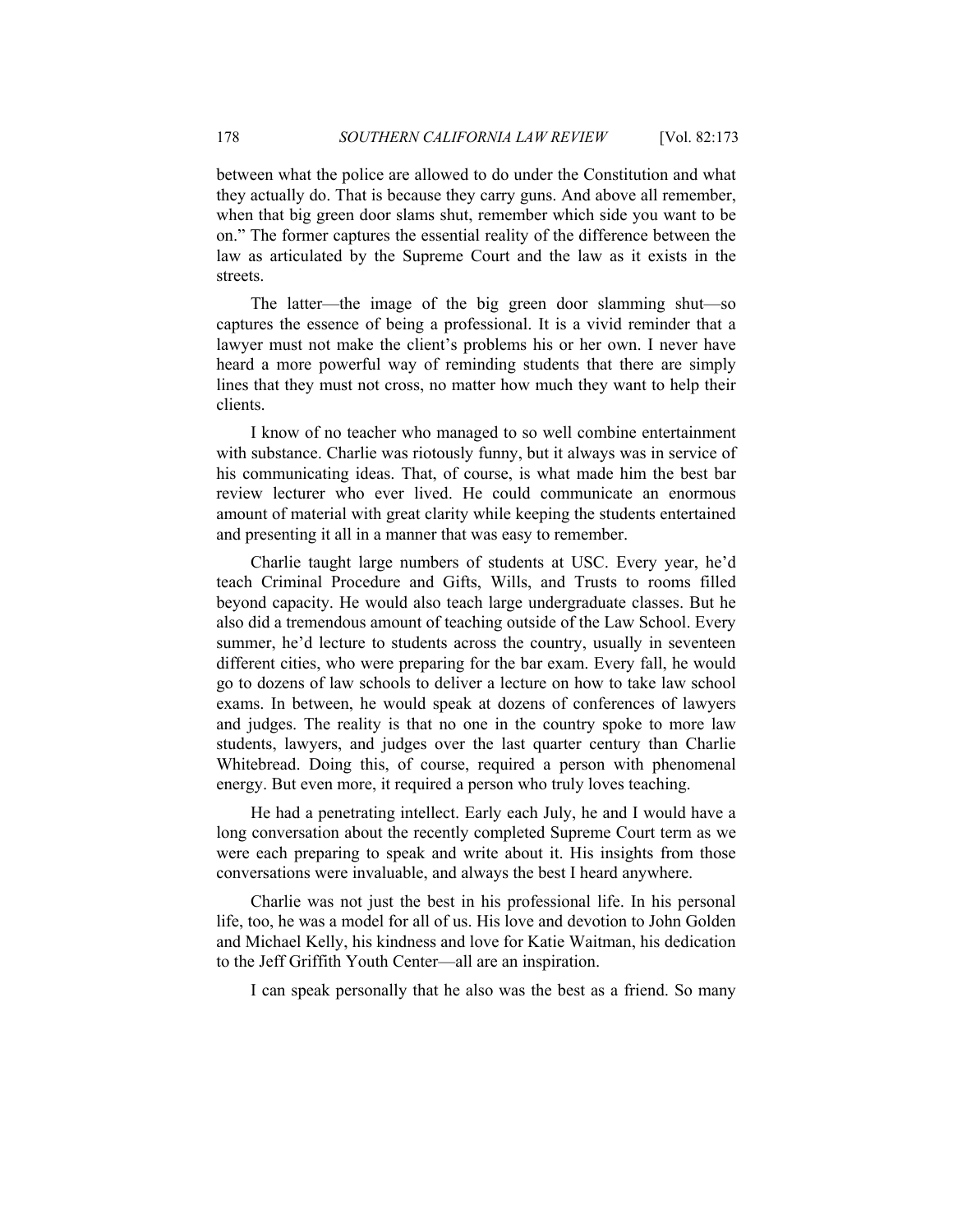between what the police are allowed to do under the Constitution and what they actually do. That is because they carry guns. And above all remember, when that big green door slams shut, remember which side you want to be on." The former captures the essential reality of the difference between the law as articulated by the Supreme Court and the law as it exists in the streets.

The latter—the image of the big green door slamming shut—so captures the essence of being a professional. It is a vivid reminder that a lawyer must not make the client's problems his or her own. I never have heard a more powerful way of reminding students that there are simply lines that they must not cross, no matter how much they want to help their clients.

I know of no teacher who managed to so well combine entertainment with substance. Charlie was riotously funny, but it always was in service of his communicating ideas. That, of course, is what made him the best bar review lecturer who ever lived. He could communicate an enormous amount of material with great clarity while keeping the students entertained and presenting it all in a manner that was easy to remember.

Charlie taught large numbers of students at USC. Every year, he'd teach Criminal Procedure and Gifts, Wills, and Trusts to rooms filled beyond capacity. He would also teach large undergraduate classes. But he also did a tremendous amount of teaching outside of the Law School. Every summer, he'd lecture to students across the country, usually in seventeen different cities, who were preparing for the bar exam. Every fall, he would go to dozens of law schools to deliver a lecture on how to take law school exams. In between, he would speak at dozens of conferences of lawyers and judges. The reality is that no one in the country spoke to more law students, lawyers, and judges over the last quarter century than Charlie Whitebread. Doing this, of course, required a person with phenomenal energy. But even more, it required a person who truly loves teaching.

He had a penetrating intellect. Early each July, he and I would have a long conversation about the recently completed Supreme Court term as we were each preparing to speak and write about it. His insights from those conversations were invaluable, and always the best I heard anywhere.

Charlie was not just the best in his professional life. In his personal life, too, he was a model for all of us. His love and devotion to John Golden and Michael Kelly, his kindness and love for Katie Waitman, his dedication to the Jeff Griffith Youth Center—all are an inspiration.

I can speak personally that he also was the best as a friend. So many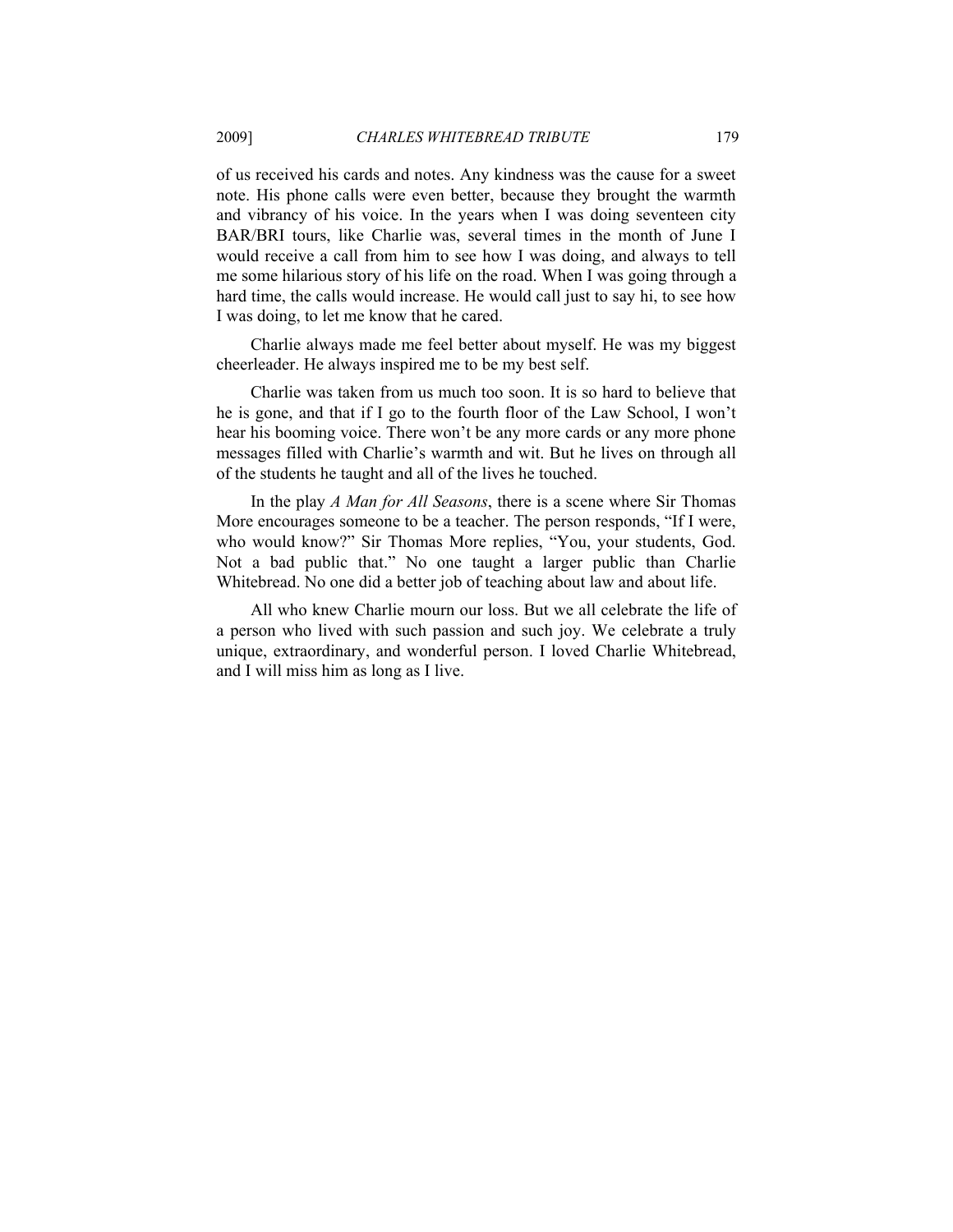of us received his cards and notes. Any kindness was the cause for a sweet note. His phone calls were even better, because they brought the warmth and vibrancy of his voice. In the years when I was doing seventeen city BAR/BRI tours, like Charlie was, several times in the month of June I would receive a call from him to see how I was doing, and always to tell me some hilarious story of his life on the road. When I was going through a hard time, the calls would increase. He would call just to say hi, to see how I was doing, to let me know that he cared.

Charlie always made me feel better about myself. He was my biggest cheerleader. He always inspired me to be my best self.

Charlie was taken from us much too soon. It is so hard to believe that he is gone, and that if I go to the fourth floor of the Law School, I won't hear his booming voice. There won't be any more cards or any more phone messages filled with Charlie's warmth and wit. But he lives on through all of the students he taught and all of the lives he touched.

In the play *A Man for All Seasons*, there is a scene where Sir Thomas More encourages someone to be a teacher. The person responds, "If I were, who would know?" Sir Thomas More replies, "You, your students, God. Not a bad public that." No one taught a larger public than Charlie Whitebread. No one did a better job of teaching about law and about life.

All who knew Charlie mourn our loss. But we all celebrate the life of a person who lived with such passion and such joy. We celebrate a truly unique, extraordinary, and wonderful person. I loved Charlie Whitebread, and I will miss him as long as I live.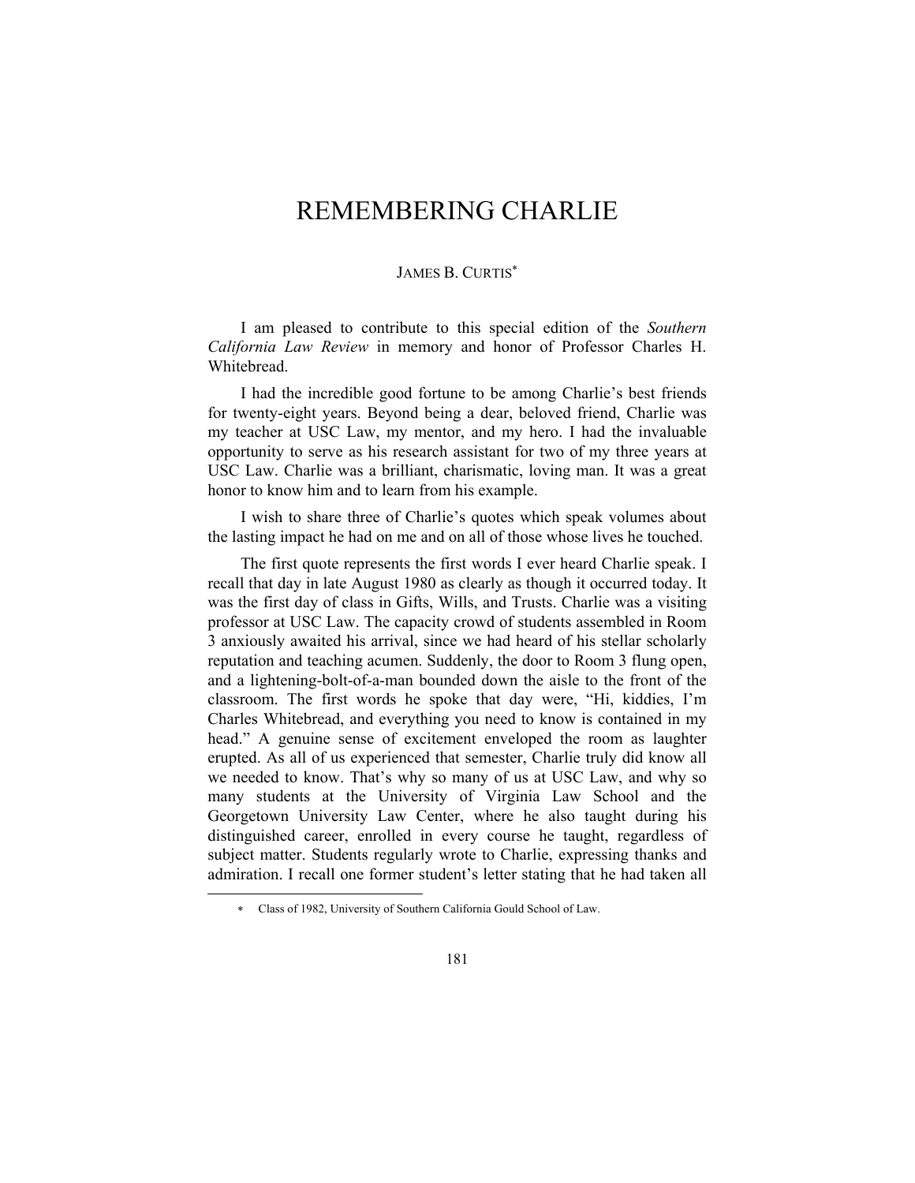# REMEMBERING CHARLIE

JAMES B. CURTIS[*]

I am pleased to contribute to this special edition of the *Southern California Law Review* in memory and honor of Professor Charles H. Whitebread.

I had the incredible good fortune to be among Charlie's best friends for twenty-eight years. Beyond being a dear, beloved friend, Charlie was my teacher at USC Law, my mentor, and my hero. I had the invaluable opportunity to serve as his research assistant for two of my three years at USC Law. Charlie was a brilliant, charismatic, loving man. It was a great honor to know him and to learn from his example.

I wish to share three of Charlie's quotes which speak volumes about the lasting impact he had on me and on all of those whose lives he touched.

The first quote represents the first words I ever heard Charlie speak. I recall that day in late August 1980 as clearly as though it occurred today. It was the first day of class in Gifts, Wills, and Trusts. Charlie was a visiting professor at USC Law. The capacity crowd of students assembled in Room 3 anxiously awaited his arrival, since we had heard of his stellar scholarly reputation and teaching acumen. Suddenly, the door to Room 3 flung open, and a lightening-bolt-of-a-man bounded down the aisle to the front of the classroom. The first words he spoke that day were, "Hi, kiddies, I'm Charles Whitebread, and everything you need to know is contained in my head." A genuine sense of excitement enveloped the room as laughter erupted. As all of us experienced that semester, Charlie truly did know all we needed to know. That's why so many of us at USC Law, and why so many students at the University of Virginia Law School and the Georgetown University Law Center, where he also taught during his distinguished career, enrolled in every course he taught, regardless of subject matter. Students regularly wrote to Charlie, expressing thanks and admiration. I recall one former student's letter stating that he had taken all

[*] Class of 1982, University of Southern California Gould School of Law.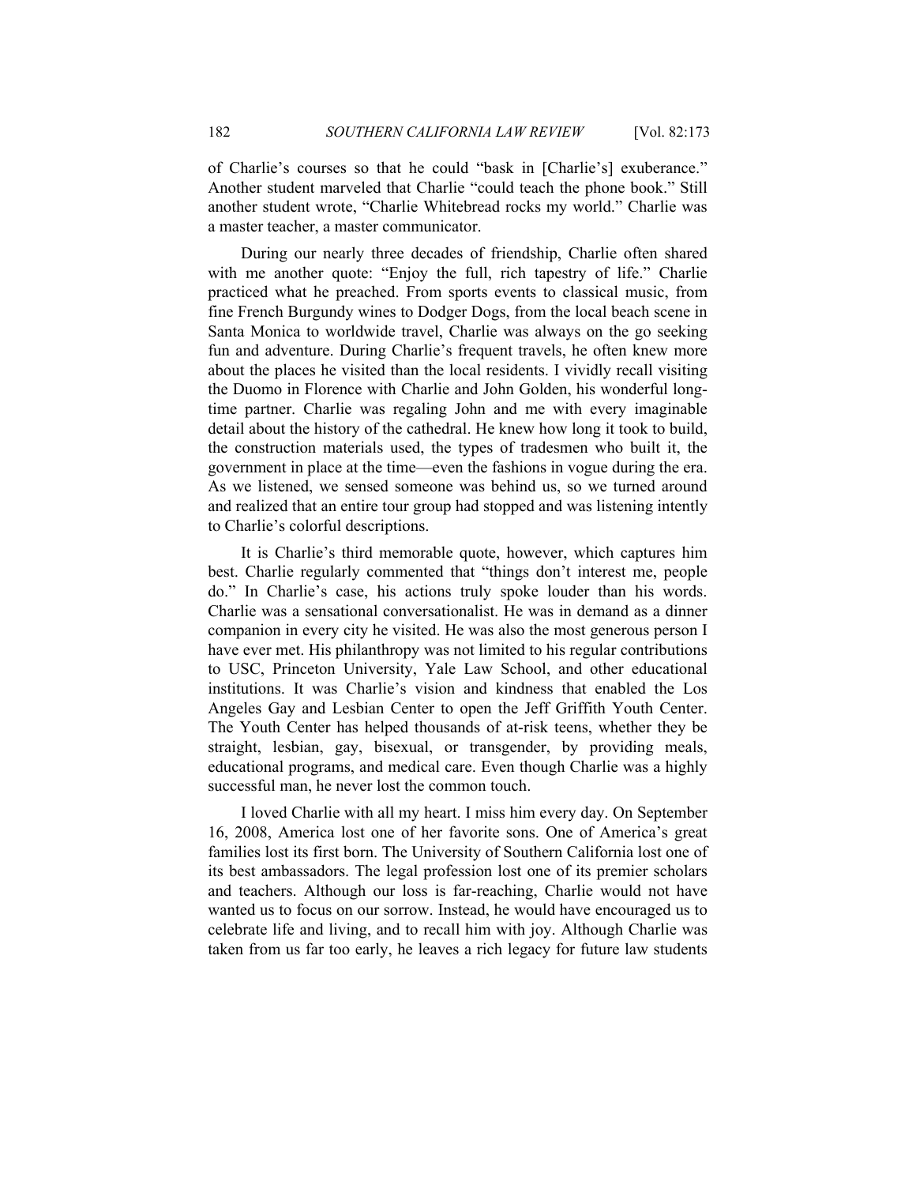of Charlie's courses so that he could "bask in [Charlie's] exuberance." Another student marveled that Charlie "could teach the phone book." Still another student wrote, "Charlie Whitebread rocks my world." Charlie was a master teacher, a master communicator.

During our nearly three decades of friendship, Charlie often shared with me another quote: "Enjoy the full, rich tapestry of life." Charlie practiced what he preached. From sports events to classical music, from fine French Burgundy wines to Dodger Dogs, from the local beach scene in Santa Monica to worldwide travel, Charlie was always on the go seeking fun and adventure. During Charlie's frequent travels, he often knew more about the places he visited than the local residents. I vividly recall visiting the Duomo in Florence with Charlie and John Golden, his wonderful long-time partner. Charlie was regaling John and me with every imaginable detail about the history of the cathedral. He knew how long it took to build, the construction materials used, the types of tradesmen who built it, the government in place at the time—even the fashions in vogue during the era. As we listened, we sensed someone was behind us, so we turned around and realized that an entire tour group had stopped and was listening intently to Charlie's colorful descriptions.

It is Charlie's third memorable quote, however, which captures him best. Charlie regularly commented that "things don't interest me, people do." In Charlie's case, his actions truly spoke louder than his words. Charlie was a sensational conversationalist. He was in demand as a dinner companion in every city he visited. He was also the most generous person I have ever met. His philanthropy was not limited to his regular contributions to USC, Princeton University, Yale Law School, and other educational institutions. It was Charlie's vision and kindness that enabled the Los Angeles Gay and Lesbian Center to open the Jeff Griffith Youth Center. The Youth Center has helped thousands of at-risk teens, whether they be straight, lesbian, gay, bisexual, or transgender, by providing meals, educational programs, and medical care. Even though Charlie was a highly successful man, he never lost the common touch.

I loved Charlie with all my heart. I miss him every day. On September 16, 2008, America lost one of her favorite sons. One of America's great families lost its first born. The University of Southern California lost one of its best ambassadors. The legal profession lost one of its premier scholars and teachers. Although our loss is far-reaching, Charlie would not have wanted us to focus on our sorrow. Instead, he would have encouraged us to celebrate life and living, and to recall him with joy. Although Charlie was taken from us far too early, he leaves a rich legacy for future law students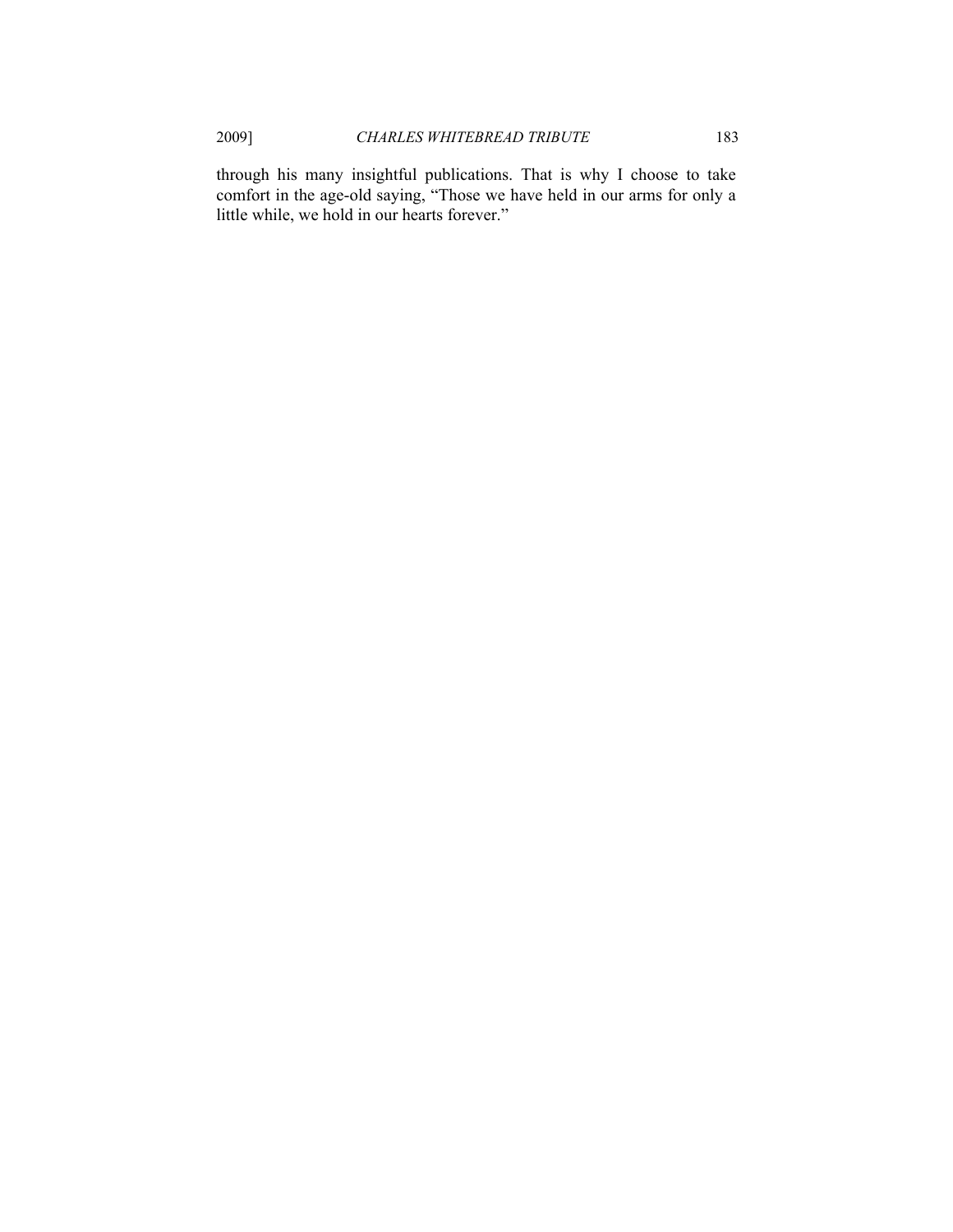through his many insightful publications. That is why I choose to take comfort in the age-old saying, "Those we have held in our arms for only a little while, we hold in our hearts forever."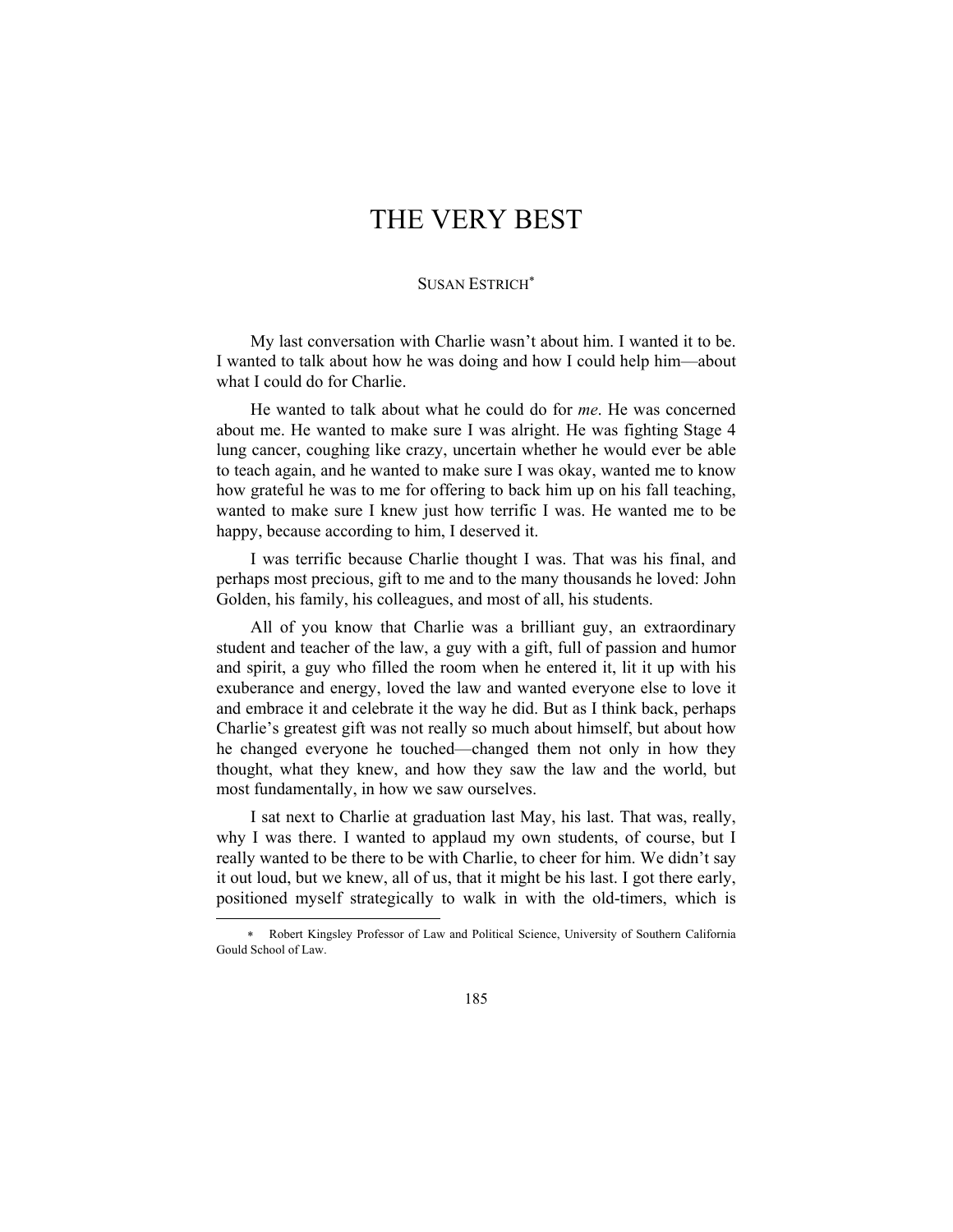# THE VERY BEST

SUSAN ESTRICH*

My last conversation with Charlie wasn't about him. I wanted it to be. I wanted to talk about how he was doing and how I could help him—about what I could do for Charlie.

He wanted to talk about what he could do for *me*. He was concerned about me. He wanted to make sure I was alright. He was fighting Stage 4 lung cancer, coughing like crazy, uncertain whether he would ever be able to teach again, and he wanted to make sure I was okay, wanted me to know how grateful he was to me for offering to back him up on his fall teaching, wanted to make sure I knew just how terrific I was. He wanted me to be happy, because according to him, I deserved it.

I was terrific because Charlie thought I was. That was his final, and perhaps most precious, gift to me and to the many thousands he loved: John Golden, his family, his colleagues, and most of all, his students.

All of you know that Charlie was a brilliant guy, an extraordinary student and teacher of the law, a guy with a gift, full of passion and humor and spirit, a guy who filled the room when he entered it, lit it up with his exuberance and energy, loved the law and wanted everyone else to love it and embrace it and celebrate it the way he did. But as I think back, perhaps Charlie's greatest gift was not really so much about himself, but about how he changed everyone he touched—changed them not only in how they thought, what they knew, and how they saw the law and the world, but most fundamentally, in how we saw ourselves.

I sat next to Charlie at graduation last May, his last. That was, really, why I was there. I wanted to applaud my own students, of course, but I really wanted to be there to be with Charlie, to cheer for him. We didn't say it out loud, but we knew, all of us, that it might be his last. I got there early, positioned myself strategically to walk in with the old-timers, which is

---

\* Robert Kingsley Professor of Law and Political Science, University of Southern California Gould School of Law.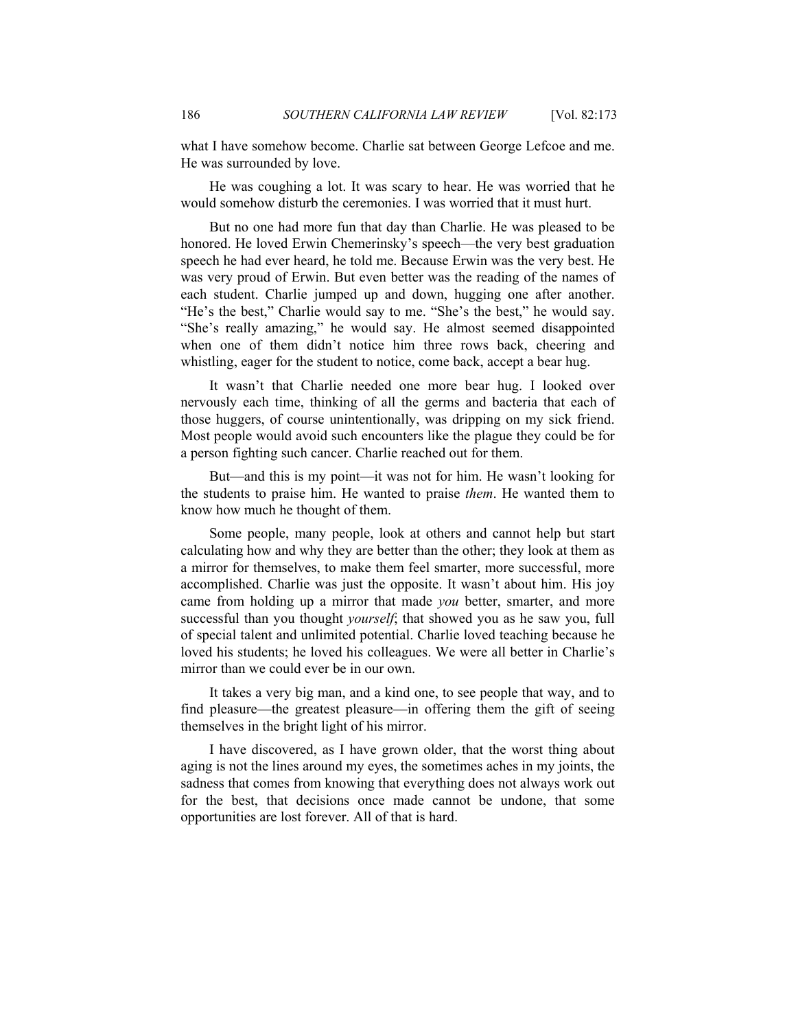what I have somehow become. Charlie sat between George Lefcoe and me. He was surrounded by love.

He was coughing a lot. It was scary to hear. He was worried that he would somehow disturb the ceremonies. I was worried that it must hurt.

But no one had more fun that day than Charlie. He was pleased to be honored. He loved Erwin Chemerinsky's speech—the very best graduation speech he had ever heard, he told me. Because Erwin was the very best. He was very proud of Erwin. But even better was the reading of the names of each student. Charlie jumped up and down, hugging one after another. "He's the best," Charlie would say to me. "She's the best," he would say. "She's really amazing," he would say. He almost seemed disappointed when one of them didn't notice him three rows back, cheering and whistling, eager for the student to notice, come back, accept a bear hug.

It wasn't that Charlie needed one more bear hug. I looked over nervously each time, thinking of all the germs and bacteria that each of those huggers, of course unintentionally, was dripping on my sick friend. Most people would avoid such encounters like the plague they could be for a person fighting such cancer. Charlie reached out for them.

But—and this is my point—it was not for him. He wasn't looking for the students to praise him. He wanted to praise *them*. He wanted them to know how much he thought of them.

Some people, many people, look at others and cannot help but start calculating how and why they are better than the other; they look at them as a mirror for themselves, to make them feel smarter, more successful, more accomplished. Charlie was just the opposite. It wasn't about him. His joy came from holding up a mirror that made *you* better, smarter, and more successful than you thought *yourself*; that showed you as he saw you, full of special talent and unlimited potential. Charlie loved teaching because he loved his students; he loved his colleagues. We were all better in Charlie's mirror than we could ever be in our own.

It takes a very big man, and a kind one, to see people that way, and to find pleasure—the greatest pleasure—in offering them the gift of seeing themselves in the bright light of his mirror.

I have discovered, as I have grown older, that the worst thing about aging is not the lines around my eyes, the sometimes aches in my joints, the sadness that comes from knowing that everything does not always work out for the best, that decisions once made cannot be undone, that some opportunities are lost forever. All of that is hard.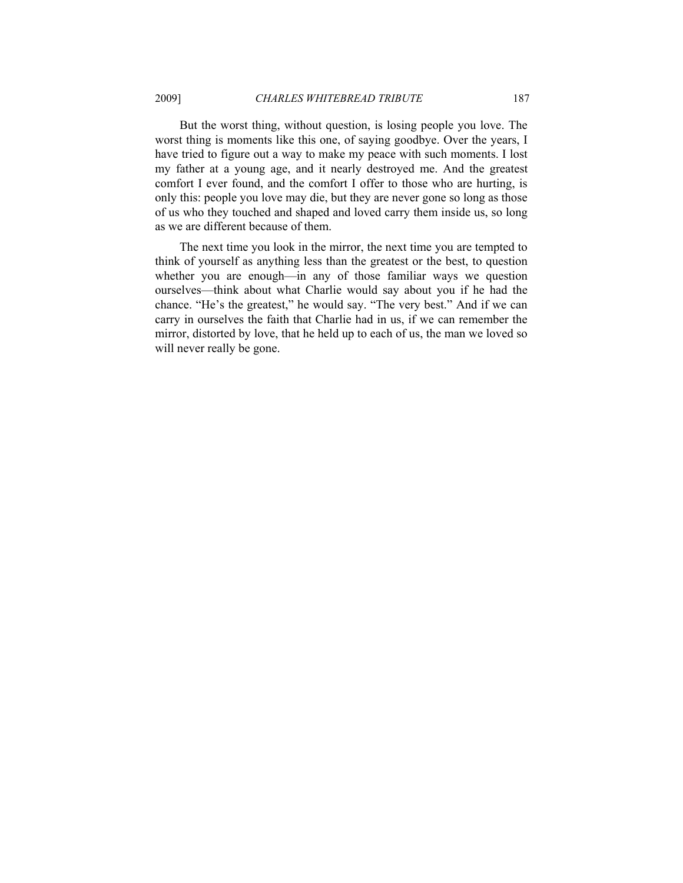But the worst thing, without question, is losing people you love. The worst thing is moments like this one, of saying goodbye. Over the years, I have tried to figure out a way to make my peace with such moments. I lost my father at a young age, and it nearly destroyed me. And the greatest comfort I ever found, and the comfort I offer to those who are hurting, is only this: people you love may die, but they are never gone so long as those of us who they touched and shaped and loved carry them inside us, so long as we are different because of them.

The next time you look in the mirror, the next time you are tempted to think of yourself as anything less than the greatest or the best, to question whether you are enough—in any of those familiar ways we question ourselves—think about what Charlie would say about you if he had the chance. "He's the greatest," he would say. "The very best." And if we can carry in ourselves the faith that Charlie had in us, if we can remember the mirror, distorted by love, that he held up to each of us, the man we loved so will never really be gone.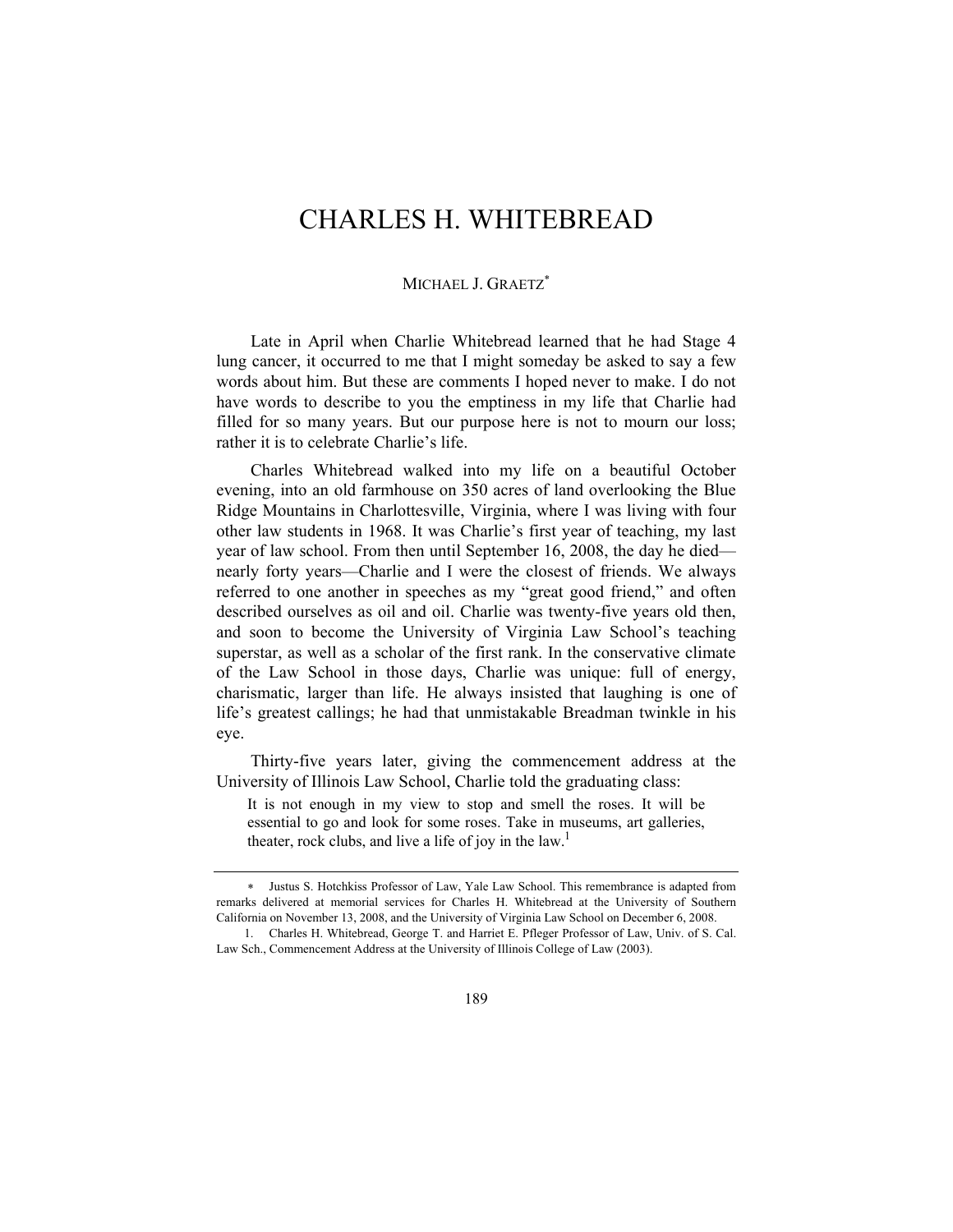# CHARLES H. WHITEBREAD

MICHAEL J. GRAETZ*

Late in April when Charlie Whitebread learned that he had Stage 4 lung cancer, it occurred to me that I might someday be asked to say a few words about him. But these are comments I hoped never to make. I do not have words to describe to you the emptiness in my life that Charlie had filled for so many years. But our purpose here is not to mourn our loss; rather it is to celebrate Charlie's life.

Charles Whitebread walked into my life on a beautiful October evening, into an old farmhouse on 350 acres of land overlooking the Blue Ridge Mountains in Charlottesville, Virginia, where I was living with four other law students in 1968. It was Charlie's first year of teaching, my last year of law school. From then until September 16, 2008, the day he died—nearly forty years—Charlie and I were the closest of friends. We always referred to one another in speeches as my "great good friend," and often described ourselves as oil and oil. Charlie was twenty-five years old then, and soon to become the University of Virginia Law School's teaching superstar, as well as a scholar of the first rank. In the conservative climate of the Law School in those days, Charlie was unique: full of energy, charismatic, larger than life. He always insisted that laughing is one of life's greatest callings; he had that unmistakable Breadman twinkle in his eye.

Thirty-five years later, giving the commencement address at the University of Illinois Law School, Charlie told the graduating class:

> It is not enough in my view to stop and smell the roses. It will be essential to go and look for some roses. Take in museums, art galleries, theater, rock clubs, and live a life of joy in the law.[1]

---

\* Justus S. Hotchkiss Professor of Law, Yale Law School. This remembrance is adapted from remarks delivered at memorial services for Charles H. Whitebread at the University of Southern California on November 13, 2008, and the University of Virginia Law School on December 6, 2008.

1. Charles H. Whitebread, George T. and Harriet E. Pfleger Professor of Law, Univ. of S. Cal. Law Sch., Commencement Address at the University of Illinois College of Law (2003).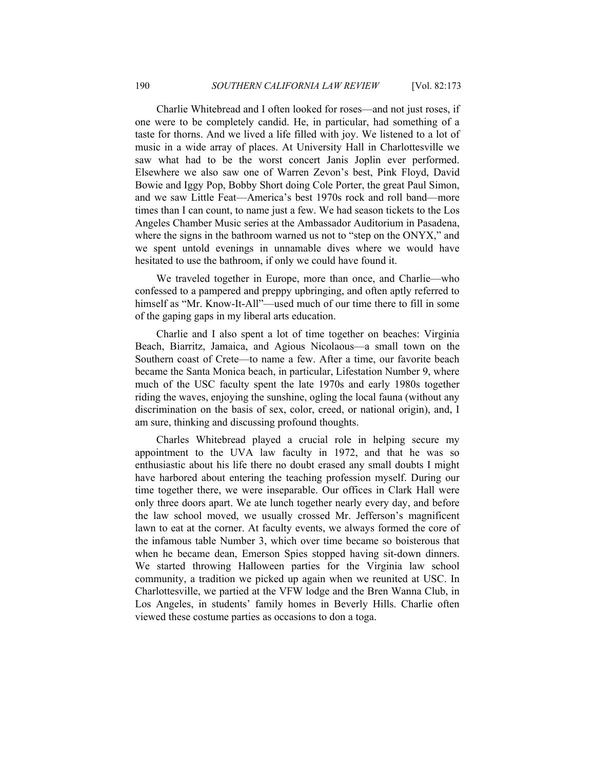Charlie Whitebread and I often looked for roses—and not just roses, if one were to be completely candid. He, in particular, had something of a taste for thorns. And we lived a life filled with joy. We listened to a lot of music in a wide array of places. At University Hall in Charlottesville we saw what had to be the worst concert Janis Joplin ever performed. Elsewhere we also saw one of Warren Zevon's best, Pink Floyd, David Bowie and Iggy Pop, Bobby Short doing Cole Porter, the great Paul Simon, and we saw Little Feat—America's best 1970s rock and roll band—more times than I can count, to name just a few. We had season tickets to the Los Angeles Chamber Music series at the Ambassador Auditorium in Pasadena, where the signs in the bathroom warned us not to "step on the ONYX," and we spent untold evenings in unnamable dives where we would have hesitated to use the bathroom, if only we could have found it.

We traveled together in Europe, more than once, and Charlie—who confessed to a pampered and preppy upbringing, and often aptly referred to himself as "Mr. Know-It-All"—used much of our time there to fill in some of the gaping gaps in my liberal arts education.

Charlie and I also spent a lot of time together on beaches: Virginia Beach, Biarritz, Jamaica, and Agious Nicolaous—a small town on the Southern coast of Crete—to name a few. After a time, our favorite beach became the Santa Monica beach, in particular, Lifestation Number 9, where much of the USC faculty spent the late 1970s and early 1980s together riding the waves, enjoying the sunshine, ogling the local fauna (without any discrimination on the basis of sex, color, creed, or national origin), and, I am sure, thinking and discussing profound thoughts.

Charles Whitebread played a crucial role in helping secure my appointment to the UVA law faculty in 1972, and that he was so enthusiastic about his life there no doubt erased any small doubts I might have harbored about entering the teaching profession myself. During our time together there, we were inseparable. Our offices in Clark Hall were only three doors apart. We ate lunch together nearly every day, and before the law school moved, we usually crossed Mr. Jefferson's magnificent lawn to eat at the corner. At faculty events, we always formed the core of the infamous table Number 3, which over time became so boisterous that when he became dean, Emerson Spies stopped having sit-down dinners. We started throwing Halloween parties for the Virginia law school community, a tradition we picked up again when we reunited at USC. In Charlottesville, we partied at the VFW lodge and the Bren Wanna Club, in Los Angeles, in students' family homes in Beverly Hills. Charlie often viewed these costume parties as occasions to don a toga.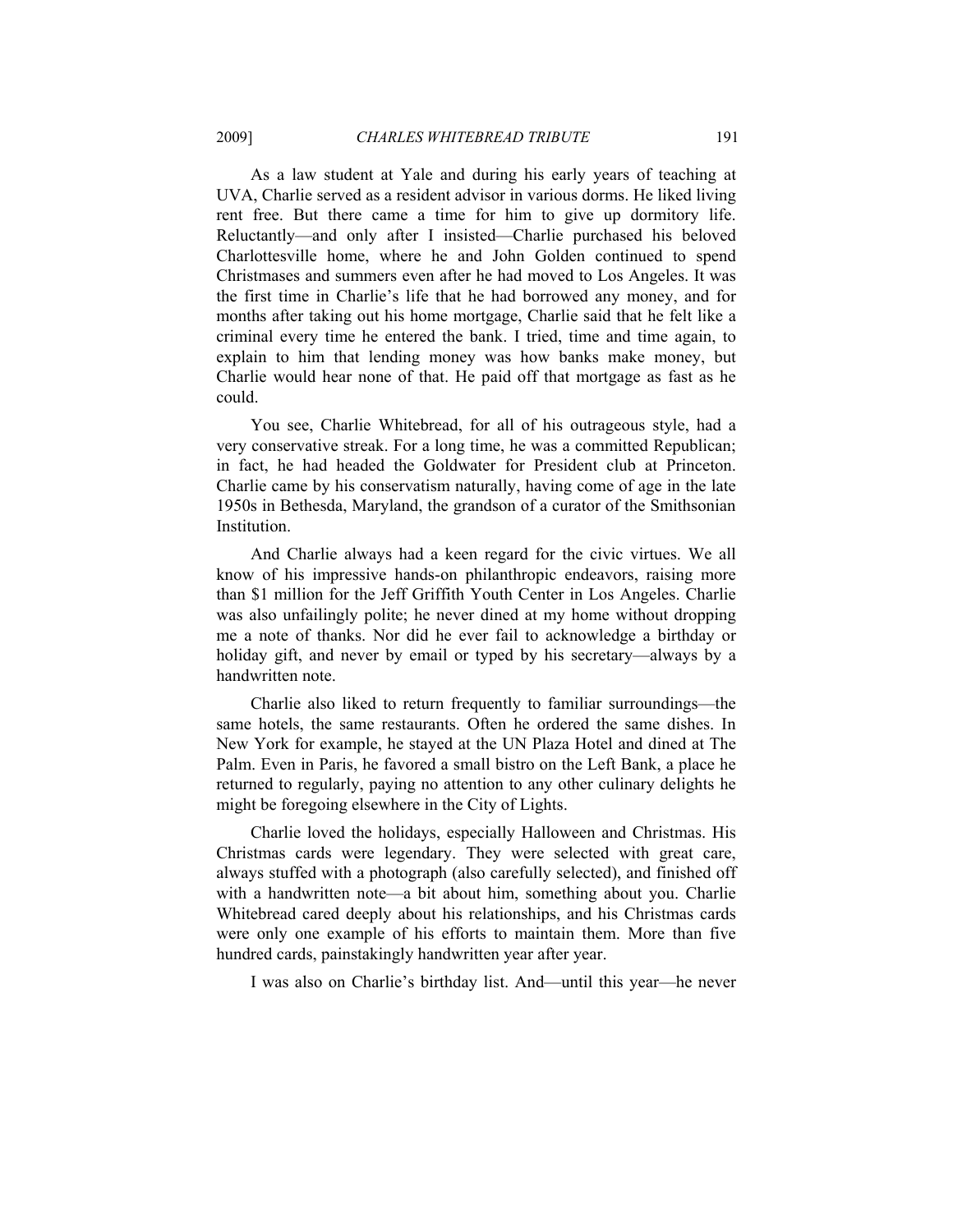As a law student at Yale and during his early years of teaching at UVA, Charlie served as a resident advisor in various dorms. He liked living rent free. But there came a time for him to give up dormitory life. Reluctantly—and only after I insisted—Charlie purchased his beloved Charlottesville home, where he and John Golden continued to spend Christmases and summers even after he had moved to Los Angeles. It was the first time in Charlie's life that he had borrowed any money, and for months after taking out his home mortgage, Charlie said that he felt like a criminal every time he entered the bank. I tried, time and time again, to explain to him that lending money was how banks make money, but Charlie would hear none of that. He paid off that mortgage as fast as he could.

You see, Charlie Whitebread, for all of his outrageous style, had a very conservative streak. For a long time, he was a committed Republican; in fact, he had headed the Goldwater for President club at Princeton. Charlie came by his conservatism naturally, having come of age in the late 1950s in Bethesda, Maryland, the grandson of a curator of the Smithsonian Institution.

And Charlie always had a keen regard for the civic virtues. We all know of his impressive hands-on philanthropic endeavors, raising more than $1 million for the Jeff Griffith Youth Center in Los Angeles. Charlie was also unfailingly polite; he never dined at my home without dropping me a note of thanks. Nor did he ever fail to acknowledge a birthday or holiday gift, and never by email or typed by his secretary—always by a handwritten note.

Charlie also liked to return frequently to familiar surroundings—the same hotels, the same restaurants. Often he ordered the same dishes. In New York for example, he stayed at the UN Plaza Hotel and dined at The Palm. Even in Paris, he favored a small bistro on the Left Bank, a place he returned to regularly, paying no attention to any other culinary delights he might be foregoing elsewhere in the City of Lights.

Charlie loved the holidays, especially Halloween and Christmas. His Christmas cards were legendary. They were selected with great care, always stuffed with a photograph (also carefully selected), and finished off with a handwritten note—a bit about him, something about you. Charlie Whitebread cared deeply about his relationships, and his Christmas cards were only one example of his efforts to maintain them. More than five hundred cards, painstakingly handwritten year after year.

I was also on Charlie's birthday list. And—until this year—he never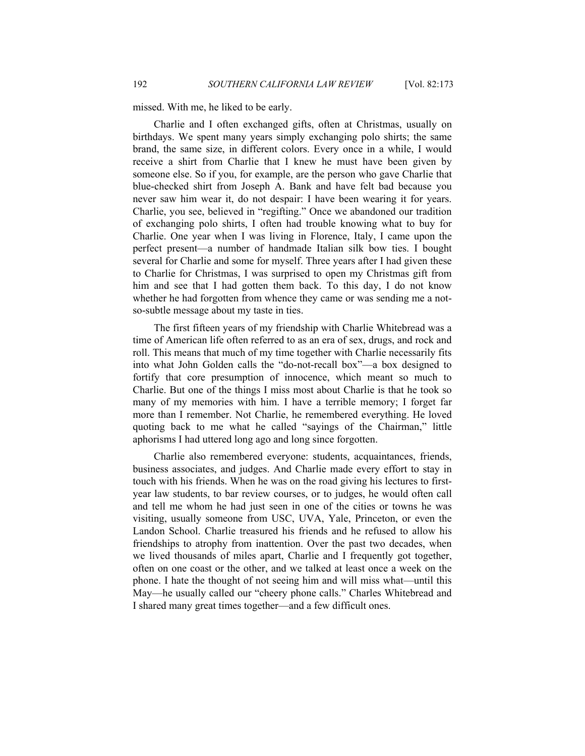missed. With me, he liked to be early.

Charlie and I often exchanged gifts, often at Christmas, usually on birthdays. We spent many years simply exchanging polo shirts; the same brand, the same size, in different colors. Every once in a while, I would receive a shirt from Charlie that I knew he must have been given by someone else. So if you, for example, are the person who gave Charlie that blue-checked shirt from Joseph A. Bank and have felt bad because you never saw him wear it, do not despair: I have been wearing it for years. Charlie, you see, believed in "regifting." Once we abandoned our tradition of exchanging polo shirts, I often had trouble knowing what to buy for Charlie. One year when I was living in Florence, Italy, I came upon the perfect present—a number of handmade Italian silk bow ties. I bought several for Charlie and some for myself. Three years after I had given these to Charlie for Christmas, I was surprised to open my Christmas gift from him and see that I had gotten them back. To this day, I do not know whether he had forgotten from whence they came or was sending me a not-so-subtle message about my taste in ties.

The first fifteen years of my friendship with Charlie Whitebread was a time of American life often referred to as an era of sex, drugs, and rock and roll. This means that much of my time together with Charlie necessarily fits into what John Golden calls the "do-not-recall box"—a box designed to fortify that core presumption of innocence, which meant so much to Charlie. But one of the things I miss most about Charlie is that he took so many of my memories with him. I have a terrible memory; I forget far more than I remember. Not Charlie, he remembered everything. He loved quoting back to me what he called "sayings of the Chairman," little aphorisms I had uttered long ago and long since forgotten.

Charlie also remembered everyone: students, acquaintances, friends, business associates, and judges. And Charlie made every effort to stay in touch with his friends. When he was on the road giving his lectures to first-year law students, to bar review courses, or to judges, he would often call and tell me whom he had just seen in one of the cities or towns he was visiting, usually someone from USC, UVA, Yale, Princeton, or even the Landon School. Charlie treasured his friends and he refused to allow his friendships to atrophy from inattention. Over the past two decades, when we lived thousands of miles apart, Charlie and I frequently got together, often on one coast or the other, and we talked at least once a week on the phone. I hate the thought of not seeing him and will miss what—until this May—he usually called our "cheery phone calls." Charles Whitebread and I shared many great times together—and a few difficult ones.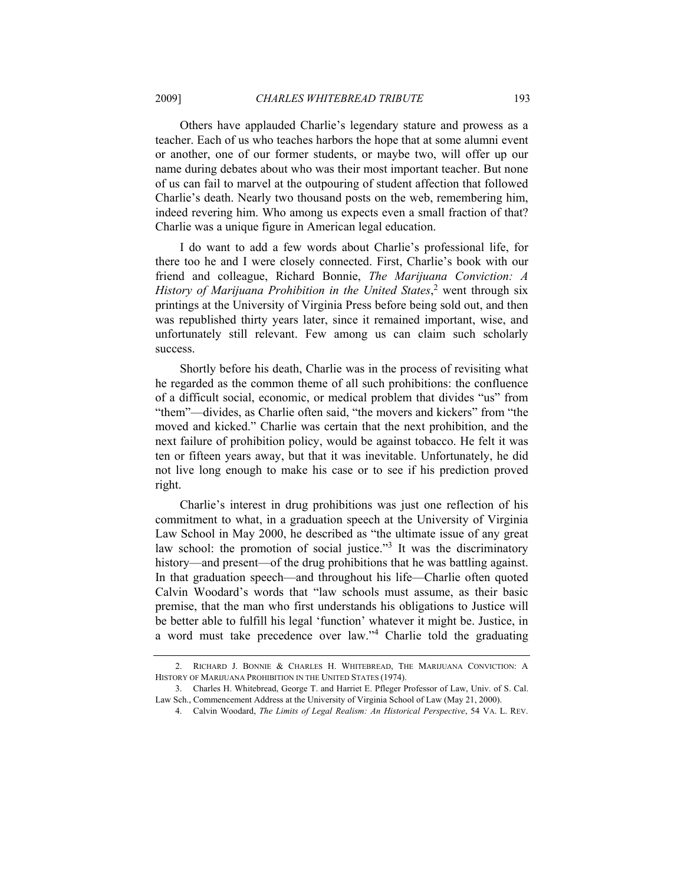Others have applauded Charlie's legendary stature and prowess as a teacher. Each of us who teaches harbors the hope that at some alumni event or another, one of our former students, or maybe two, will offer up our name during debates about who was their most important teacher. But none of us can fail to marvel at the outpouring of student affection that followed Charlie's death. Nearly two thousand posts on the web, remembering him, indeed revering him. Who among us expects even a small fraction of that? Charlie was a unique figure in American legal education.

I do want to add a few words about Charlie's professional life, for there too he and I were closely connected. First, Charlie's book with our friend and colleague, Richard Bonnie, *The Marijuana Conviction: A History of Marijuana Prohibition in the United States*,[2] went through six printings at the University of Virginia Press before being sold out, and then was republished thirty years later, since it remained important, wise, and unfortunately still relevant. Few among us can claim such scholarly success.

Shortly before his death, Charlie was in the process of revisiting what he regarded as the common theme of all such prohibitions: the confluence of a difficult social, economic, or medical problem that divides "us" from "them"—divides, as Charlie often said, "the movers and kickers" from "the moved and kicked." Charlie was certain that the next prohibition, and the next failure of prohibition policy, would be against tobacco. He felt it was ten or fifteen years away, but that it was inevitable. Unfortunately, he did not live long enough to make his case or to see if his prediction proved right.

Charlie's interest in drug prohibitions was just one reflection of his commitment to what, in a graduation speech at the University of Virginia Law School in May 2000, he described as "the ultimate issue of any great law school: the promotion of social justice."[3] It was the discriminatory history—and present—of the drug prohibitions that he was battling against. In that graduation speech—and throughout his life—Charlie often quoted Calvin Woodard's words that "law schools must assume, as their basic premise, that the man who first understands his obligations to Justice will be better able to fulfill his legal 'function' whatever it might be. Justice, in a word must take precedence over law."[4] Charlie told the graduating

---

2. RICHARD J. BONNIE & CHARLES H. WHITEBREAD, THE MARIJUANA CONVICTION: A HISTORY OF MARIJUANA PROHIBITION IN THE UNITED STATES (1974).

3. Charles H. Whitebread, George T. and Harriet E. Pfleger Professor of Law, Univ. of S. Cal. Law Sch., Commencement Address at the University of Virginia School of Law (May 21, 2000).

4. Calvin Woodard, *The Limits of Legal Realism: An Historical Perspective*, 54 VA. L. REV.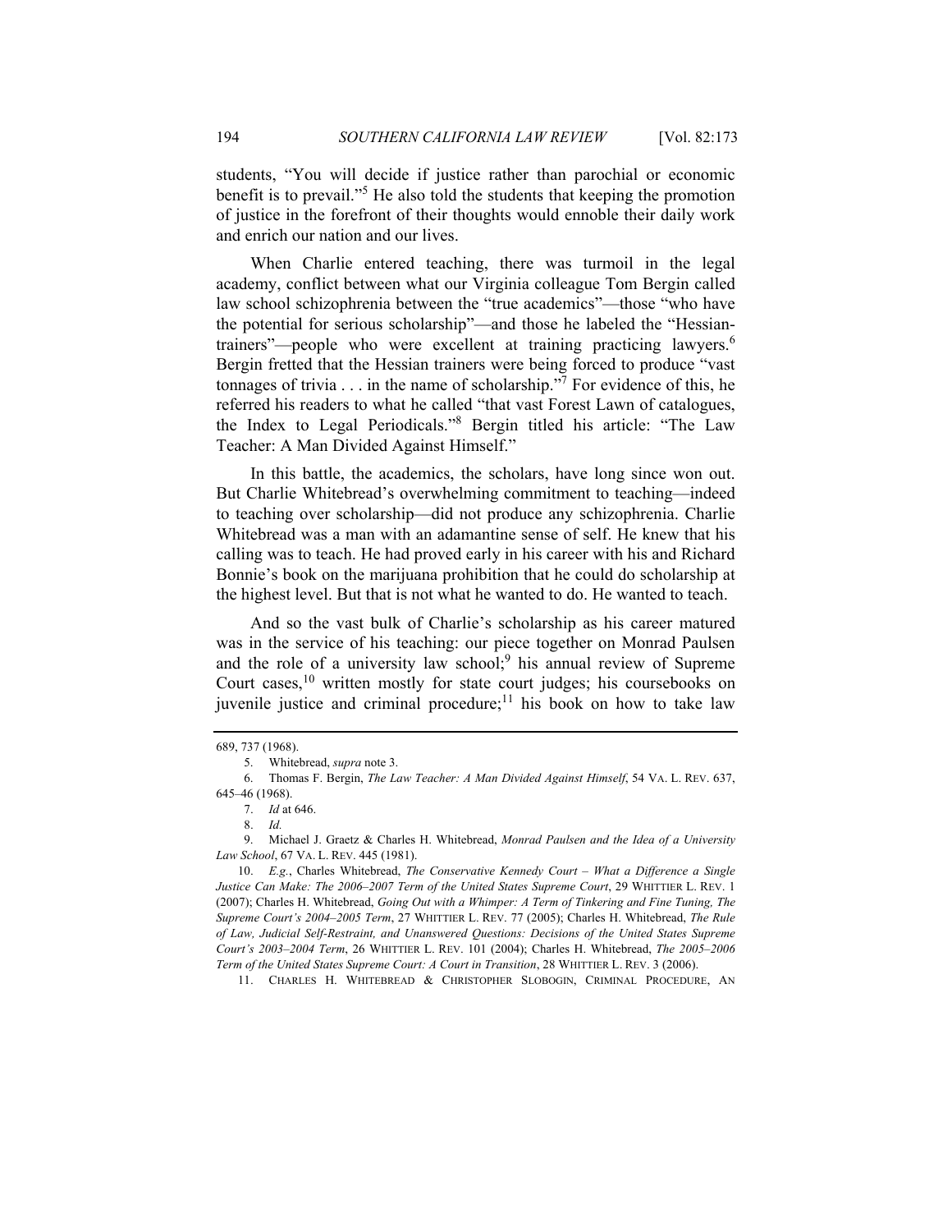students, "You will decide if justice rather than parochial or economic benefit is to prevail."[5] He also told the students that keeping the promotion of justice in the forefront of their thoughts would ennoble their daily work and enrich our nation and our lives.

When Charlie entered teaching, there was turmoil in the legal academy, conflict between what our Virginia colleague Tom Bergin called law school schizophrenia between the "true academics"—those "who have the potential for serious scholarship"—and those he labeled the "Hessian-trainers"—people who were excellent at training practicing lawyers.[6] Bergin fretted that the Hessian trainers were being forced to produce "vast tonnages of trivia . . . in the name of scholarship."[7] For evidence of this, he referred his readers to what he called "that vast Forest Lawn of catalogues, the Index to Legal Periodicals."[8] Bergin titled his article: "The Law Teacher: A Man Divided Against Himself."

In this battle, the academics, the scholars, have long since won out. But Charlie Whitebread's overwhelming commitment to teaching—indeed to teaching over scholarship—did not produce any schizophrenia. Charlie Whitebread was a man with an adamantine sense of self. He knew that his calling was to teach. He had proved early in his career with his and Richard Bonnie's book on the marijuana prohibition that he could do scholarship at the highest level. But that is not what he wanted to do. He wanted to teach.

And so the vast bulk of Charlie's scholarship as his career matured was in the service of his teaching: our piece together on Monrad Paulsen and the role of a university law school;[9] his annual review of Supreme Court cases,[10] written mostly for state court judges; his coursebooks on juvenile justice and criminal procedure;[11] his book on how to take law

---

689, 737 (1968).

5. Whitebread, *supra* note 3.

6. Thomas F. Bergin, *The Law Teacher: A Man Divided Against Himself*, 54 VA. L. REV. 637, 645–46 (1968).

7. *Id* at 646.

8. *Id.*

9. Michael J. Graetz & Charles H. Whitebread, *Monrad Paulsen and the Idea of a University Law School*, 67 VA. L. REV. 445 (1981).

10. *E.g.*, Charles Whitebread, *The Conservative Kennedy Court – What a Difference a Single Justice Can Make: The 2006–2007 Term of the United States Supreme Court*, 29 WHITTIER L. REV. 1 (2007); Charles H. Whitebread, *Going Out with a Whimper: A Term of Tinkering and Fine Tuning, The Supreme Court's 2004–2005 Term*, 27 WHITTIER L. REV. 77 (2005); Charles H. Whitebread, *The Rule of Law, Judicial Self-Restraint, and Unanswered Questions: Decisions of the United States Supreme Court's 2003–2004 Term*, 26 WHITTIER L. REV. 101 (2004); Charles H. Whitebread, *The 2005–2006 Term of the United States Supreme Court: A Court in Transition*, 28 WHITTIER L. REV. 3 (2006).

11. CHARLES H. WHITEBREAD & CHRISTOPHER SLOBOGIN, CRIMINAL PROCEDURE, AN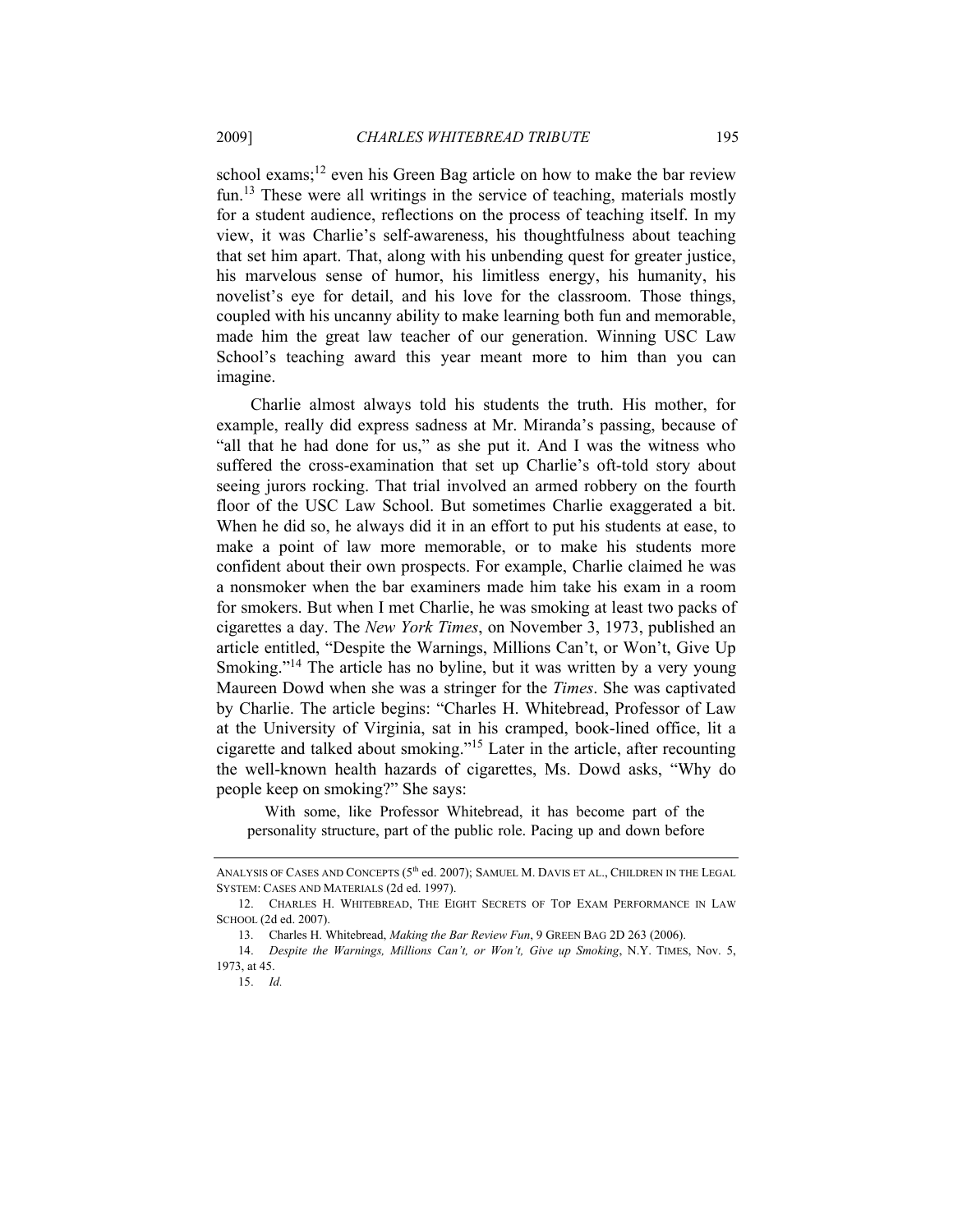school exams;[12] even his Green Bag article on how to make the bar review fun.[13] These were all writings in the service of teaching, materials mostly for a student audience, reflections on the process of teaching itself. In my view, it was Charlie's self-awareness, his thoughtfulness about teaching that set him apart. That, along with his unbending quest for greater justice, his marvelous sense of humor, his limitless energy, his humanity, his novelist's eye for detail, and his love for the classroom. Those things, coupled with his uncanny ability to make learning both fun and memorable, made him the great law teacher of our generation. Winning USC Law School's teaching award this year meant more to him than you can imagine.

Charlie almost always told his students the truth. His mother, for example, really did express sadness at Mr. Miranda's passing, because of "all that he had done for us," as she put it. And I was the witness who suffered the cross-examination that set up Charlie's oft-told story about seeing jurors rocking. That trial involved an armed robbery on the fourth floor of the USC Law School. But sometimes Charlie exaggerated a bit. When he did so, he always did it in an effort to put his students at ease, to make a point of law more memorable, or to make his students more confident about their own prospects. For example, Charlie claimed he was a nonsmoker when the bar examiners made him take his exam in a room for smokers. But when I met Charlie, he was smoking at least two packs of cigarettes a day. The *New York Times*, on November 3, 1973, published an article entitled, "Despite the Warnings, Millions Can't, or Won't, Give Up Smoking."[14] The article has no byline, but it was written by a very young Maureen Dowd when she was a stringer for the *Times*. She was captivated by Charlie. The article begins: "Charles H. Whitebread, Professor of Law at the University of Virginia, sat in his cramped, book-lined office, lit a cigarette and talked about smoking."[15] Later in the article, after recounting the well-known health hazards of cigarettes, Ms. Dowd asks, "Why do people keep on smoking?" She says:

> With some, like Professor Whitebread, it has become part of the personality structure, part of the public role. Pacing up and down before

---

ANALYSIS OF CASES AND CONCEPTS (5th ed. 2007); SAMUEL M. DAVIS ET AL., CHILDREN IN THE LEGAL SYSTEM: CASES AND MATERIALS (2d ed. 1997).

12. CHARLES H. WHITEBREAD, THE EIGHT SECRETS OF TOP EXAM PERFORMANCE IN LAW SCHOOL (2d ed. 2007).

13. Charles H. Whitebread, *Making the Bar Review Fun*, 9 GREEN BAG 2D 263 (2006).

14. *Despite the Warnings, Millions Can't, or Won't, Give up Smoking*, N.Y. TIMES, Nov. 5, 1973, at 45.

15. *Id.*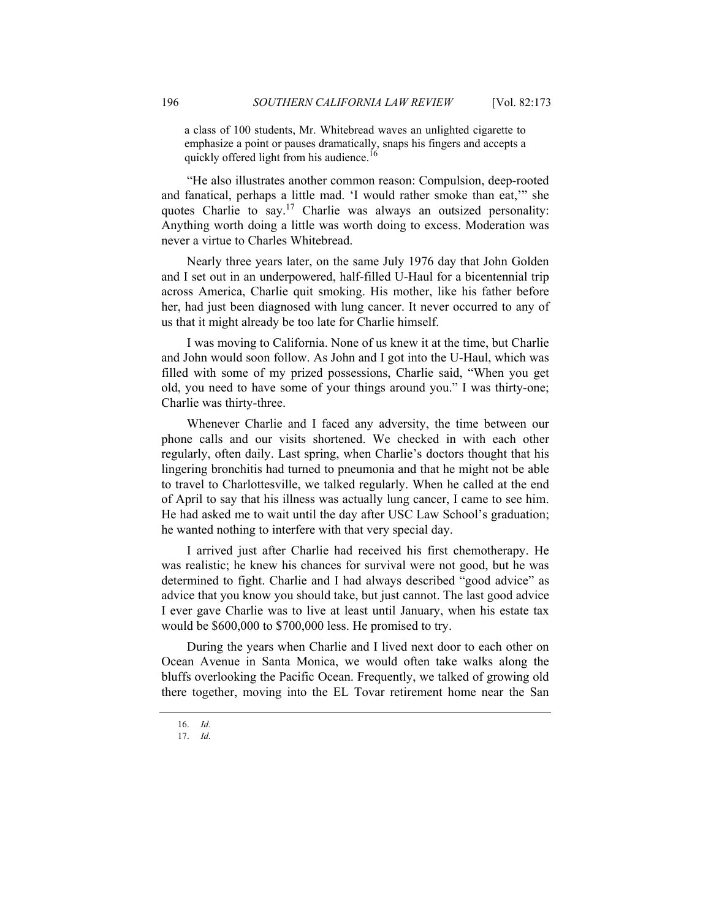> a class of 100 students, Mr. Whitebread waves an unlighted cigarette to emphasize a point or pauses dramatically, snaps his fingers and accepts a quickly offered light from his audience.[16]

"He also illustrates another common reason: Compulsion, deep-rooted and fanatical, perhaps a little mad. 'I would rather smoke than eat,'" she quotes Charlie to say.[17] Charlie was always an outsized personality: Anything worth doing a little was worth doing to excess. Moderation was never a virtue to Charles Whitebread.

Nearly three years later, on the same July 1976 day that John Golden and I set out in an underpowered, half-filled U-Haul for a bicentennial trip across America, Charlie quit smoking. His mother, like his father before her, had just been diagnosed with lung cancer. It never occurred to any of us that it might already be too late for Charlie himself.

I was moving to California. None of us knew it at the time, but Charlie and John would soon follow. As John and I got into the U-Haul, which was filled with some of my prized possessions, Charlie said, "When you get old, you need to have some of your things around you." I was thirty-one; Charlie was thirty-three.

Whenever Charlie and I faced any adversity, the time between our phone calls and our visits shortened. We checked in with each other regularly, often daily. Last spring, when Charlie's doctors thought that his lingering bronchitis had turned to pneumonia and that he might not be able to travel to Charlottesville, we talked regularly. When he called at the end of April to say that his illness was actually lung cancer, I came to see him. He had asked me to wait until the day after USC Law School's graduation; he wanted nothing to interfere with that very special day.

I arrived just after Charlie had received his first chemotherapy. He was realistic; he knew his chances for survival were not good, but he was determined to fight. Charlie and I had always described "good advice" as advice that you know you should take, but just cannot. The last good advice I ever gave Charlie was to live at least until January, when his estate tax would be $600,000 to $700,000 less. He promised to try.

During the years when Charlie and I lived next door to each other on Ocean Avenue in Santa Monica, we would often take walks along the bluffs overlooking the Pacific Ocean. Frequently, we talked of growing old there together, moving into the EL Tovar retirement home near the San

---

16. *Id.*

17. *Id.*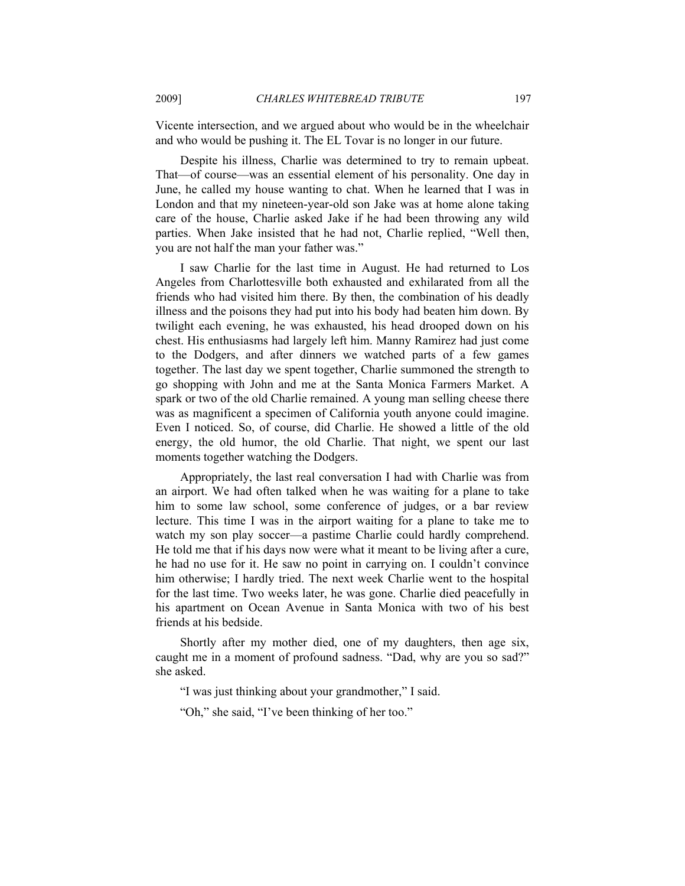Vicente intersection, and we argued about who would be in the wheelchair and who would be pushing it. The EL Tovar is no longer in our future.

Despite his illness, Charlie was determined to try to remain upbeat. That—of course—was an essential element of his personality. One day in June, he called my house wanting to chat. When he learned that I was in London and that my nineteen-year-old son Jake was at home alone taking care of the house, Charlie asked Jake if he had been throwing any wild parties. When Jake insisted that he had not, Charlie replied, "Well then, you are not half the man your father was."

I saw Charlie for the last time in August. He had returned to Los Angeles from Charlottesville both exhausted and exhilarated from all the friends who had visited him there. By then, the combination of his deadly illness and the poisons they had put into his body had beaten him down. By twilight each evening, he was exhausted, his head drooped down on his chest. His enthusiasms had largely left him. Manny Ramirez had just come to the Dodgers, and after dinners we watched parts of a few games together. The last day we spent together, Charlie summoned the strength to go shopping with John and me at the Santa Monica Farmers Market. A spark or two of the old Charlie remained. A young man selling cheese there was as magnificent a specimen of California youth anyone could imagine. Even I noticed. So, of course, did Charlie. He showed a little of the old energy, the old humor, the old Charlie. That night, we spent our last moments together watching the Dodgers.

Appropriately, the last real conversation I had with Charlie was from an airport. We had often talked when he was waiting for a plane to take him to some law school, some conference of judges, or a bar review lecture. This time I was in the airport waiting for a plane to take me to watch my son play soccer—a pastime Charlie could hardly comprehend. He told me that if his days now were what it meant to be living after a cure, he had no use for it. He saw no point in carrying on. I couldn't convince him otherwise; I hardly tried. The next week Charlie went to the hospital for the last time. Two weeks later, he was gone. Charlie died peacefully in his apartment on Ocean Avenue in Santa Monica with two of his best friends at his bedside.

Shortly after my mother died, one of my daughters, then age six, caught me in a moment of profound sadness. "Dad, why are you so sad?" she asked.

"I was just thinking about your grandmother," I said.

"Oh," she said, "I've been thinking of her too."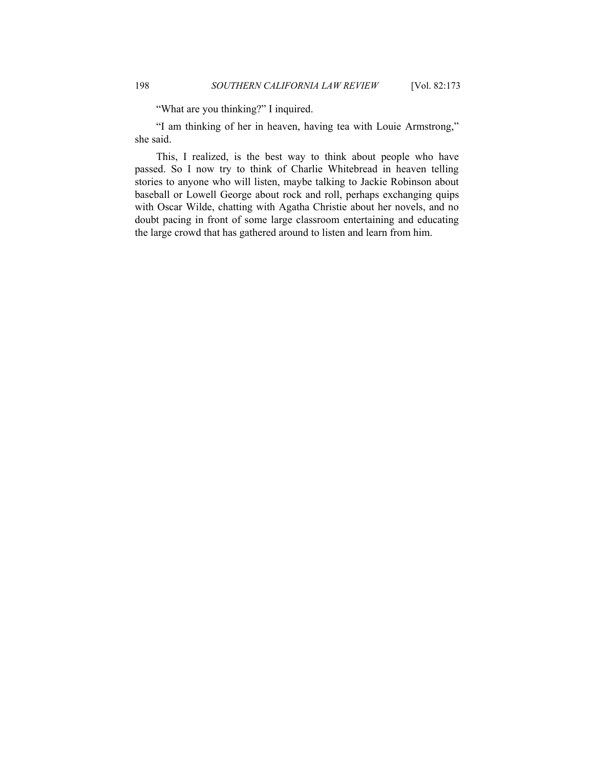"What are you thinking?" I inquired.

"I am thinking of her in heaven, having tea with Louie Armstrong," she said.

This, I realized, is the best way to think about people who have passed. So I now try to think of Charlie Whitebread in heaven telling stories to anyone who will listen, maybe talking to Jackie Robinson about baseball or Lowell George about rock and roll, perhaps exchanging quips with Oscar Wilde, chatting with Agatha Christie about her novels, and no doubt pacing in front of some large classroom entertaining and educating the large crowd that has gathered around to listen and learn from him.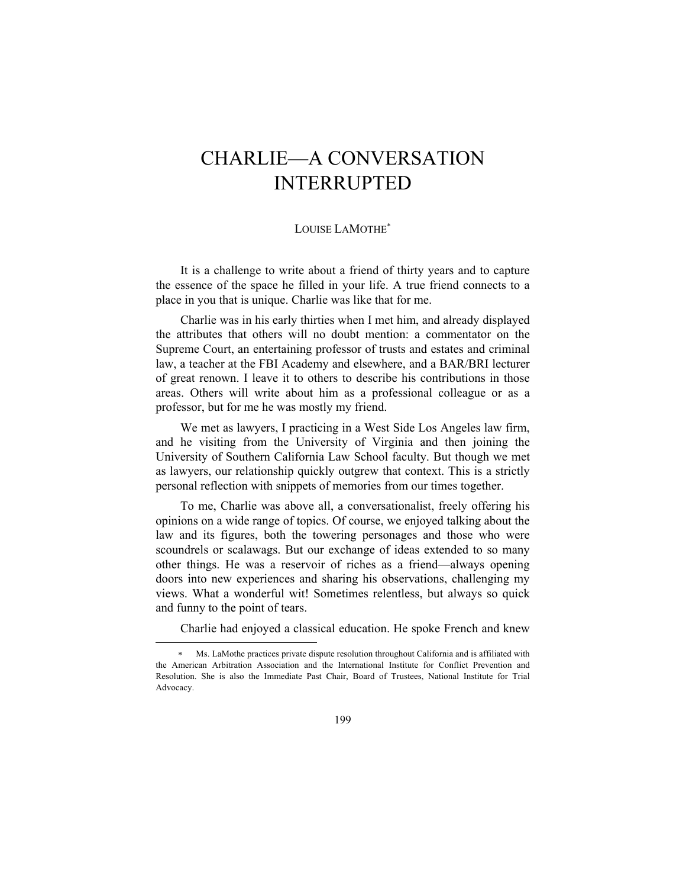# CHARLIE—A CONVERSATION INTERRUPTED

LOUISE LAMOTHE*

It is a challenge to write about a friend of thirty years and to capture the essence of the space he filled in your life. A true friend connects to a place in you that is unique. Charlie was like that for me.

Charlie was in his early thirties when I met him, and already displayed the attributes that others will no doubt mention: a commentator on the Supreme Court, an entertaining professor of trusts and estates and criminal law, a teacher at the FBI Academy and elsewhere, and a BAR/BRI lecturer of great renown. I leave it to others to describe his contributions in those areas. Others will write about him as a professional colleague or as a professor, but for me he was mostly my friend.

We met as lawyers, I practicing in a West Side Los Angeles law firm, and he visiting from the University of Virginia and then joining the University of Southern California Law School faculty. But though we met as lawyers, our relationship quickly outgrew that context. This is a strictly personal reflection with snippets of memories from our times together.

To me, Charlie was above all, a conversationalist, freely offering his opinions on a wide range of topics. Of course, we enjoyed talking about the law and its figures, both the towering personages and those who were scoundrels or scalawags. But our exchange of ideas extended to so many other things. He was a reservoir of riches as a friend—always opening doors into new experiences and sharing his observations, challenging my views. What a wonderful wit! Sometimes relentless, but always so quick and funny to the point of tears.

Charlie had enjoyed a classical education. He spoke French and knew

---

* Ms. LaMothe practices private dispute resolution throughout California and is affiliated with the American Arbitration Association and the International Institute for Conflict Prevention and Resolution. She is also the Immediate Past Chair, Board of Trustees, National Institute for Trial Advocacy.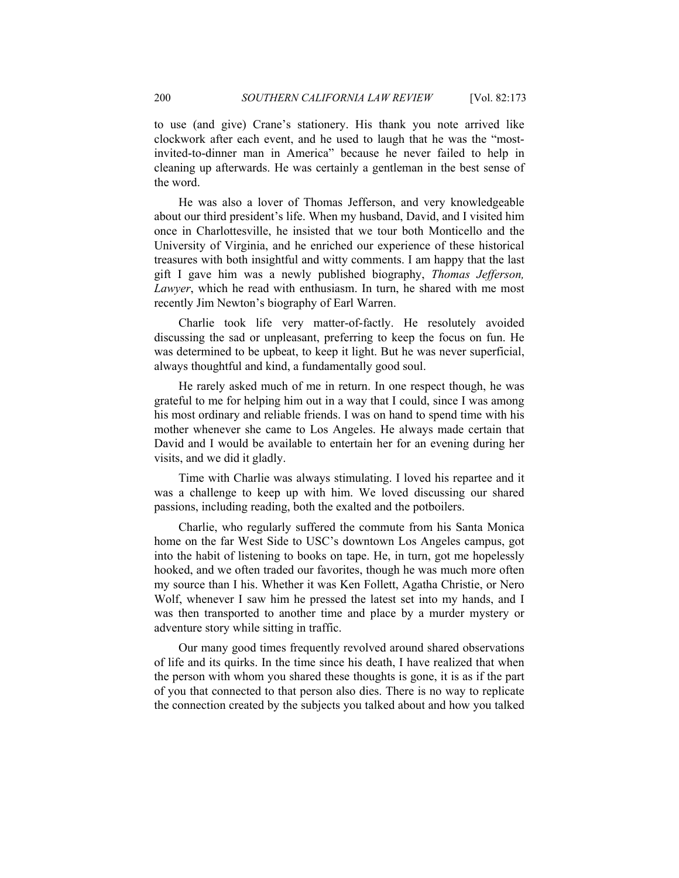to use (and give) Crane's stationery. His thank you note arrived like clockwork after each event, and he used to laugh that he was the "most-invited-to-dinner man in America" because he never failed to help in cleaning up afterwards. He was certainly a gentleman in the best sense of the word.

He was also a lover of Thomas Jefferson, and very knowledgeable about our third president's life. When my husband, David, and I visited him once in Charlottesville, he insisted that we tour both Monticello and the University of Virginia, and he enriched our experience of these historical treasures with both insightful and witty comments. I am happy that the last gift I gave him was a newly published biography, *Thomas Jefferson, Lawyer*, which he read with enthusiasm. In turn, he shared with me most recently Jim Newton's biography of Earl Warren.

Charlie took life very matter-of-factly. He resolutely avoided discussing the sad or unpleasant, preferring to keep the focus on fun. He was determined to be upbeat, to keep it light. But he was never superficial, always thoughtful and kind, a fundamentally good soul.

He rarely asked much of me in return. In one respect though, he was grateful to me for helping him out in a way that I could, since I was among his most ordinary and reliable friends. I was on hand to spend time with his mother whenever she came to Los Angeles. He always made certain that David and I would be available to entertain her for an evening during her visits, and we did it gladly.

Time with Charlie was always stimulating. I loved his repartee and it was a challenge to keep up with him. We loved discussing our shared passions, including reading, both the exalted and the potboilers.

Charlie, who regularly suffered the commute from his Santa Monica home on the far West Side to USC's downtown Los Angeles campus, got into the habit of listening to books on tape. He, in turn, got me hopelessly hooked, and we often traded our favorites, though he was much more often my source than I his. Whether it was Ken Follett, Agatha Christie, or Nero Wolf, whenever I saw him he pressed the latest set into my hands, and I was then transported to another time and place by a murder mystery or adventure story while sitting in traffic.

Our many good times frequently revolved around shared observations of life and its quirks. In the time since his death, I have realized that when the person with whom you shared these thoughts is gone, it is as if the part of you that connected to that person also dies. There is no way to replicate the connection created by the subjects you talked about and how you talked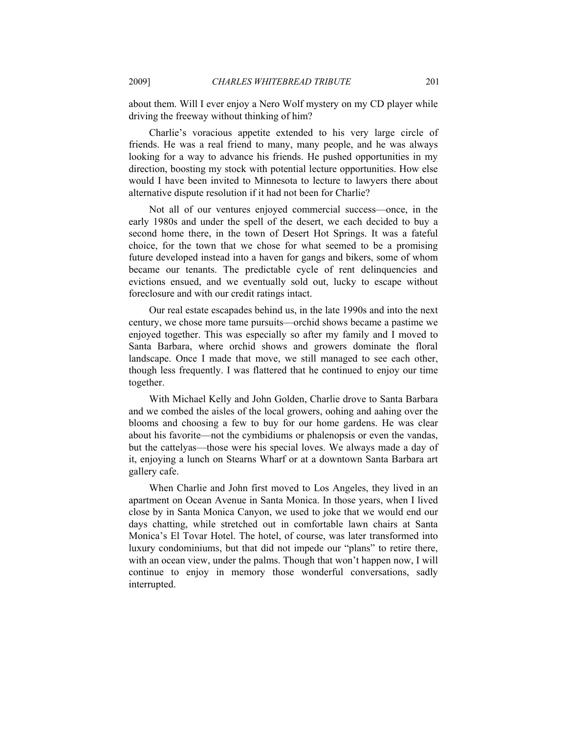about them. Will I ever enjoy a Nero Wolf mystery on my CD player while driving the freeway without thinking of him?

Charlie's voracious appetite extended to his very large circle of friends. He was a real friend to many, many people, and he was always looking for a way to advance his friends. He pushed opportunities in my direction, boosting my stock with potential lecture opportunities. How else would I have been invited to Minnesota to lecture to lawyers there about alternative dispute resolution if it had not been for Charlie?

Not all of our ventures enjoyed commercial success—once, in the early 1980s and under the spell of the desert, we each decided to buy a second home there, in the town of Desert Hot Springs. It was a fateful choice, for the town that we chose for what seemed to be a promising future developed instead into a haven for gangs and bikers, some of whom became our tenants. The predictable cycle of rent delinquencies and evictions ensued, and we eventually sold out, lucky to escape without foreclosure and with our credit ratings intact.

Our real estate escapades behind us, in the late 1990s and into the next century, we chose more tame pursuits—orchid shows became a pastime we enjoyed together. This was especially so after my family and I moved to Santa Barbara, where orchid shows and growers dominate the floral landscape. Once I made that move, we still managed to see each other, though less frequently. I was flattered that he continued to enjoy our time together.

With Michael Kelly and John Golden, Charlie drove to Santa Barbara and we combed the aisles of the local growers, oohing and aahing over the blooms and choosing a few to buy for our home gardens. He was clear about his favorite—not the cymbidiums or phalenopsis or even the vandas, but the cattelyas—those were his special loves. We always made a day of it, enjoying a lunch on Stearns Wharf or at a downtown Santa Barbara art gallery cafe.

When Charlie and John first moved to Los Angeles, they lived in an apartment on Ocean Avenue in Santa Monica. In those years, when I lived close by in Santa Monica Canyon, we used to joke that we would end our days chatting, while stretched out in comfortable lawn chairs at Santa Monica's El Tovar Hotel. The hotel, of course, was later transformed into luxury condominiums, but that did not impede our "plans" to retire there, with an ocean view, under the palms. Though that won't happen now, I will continue to enjoy in memory those wonderful conversations, sadly interrupted.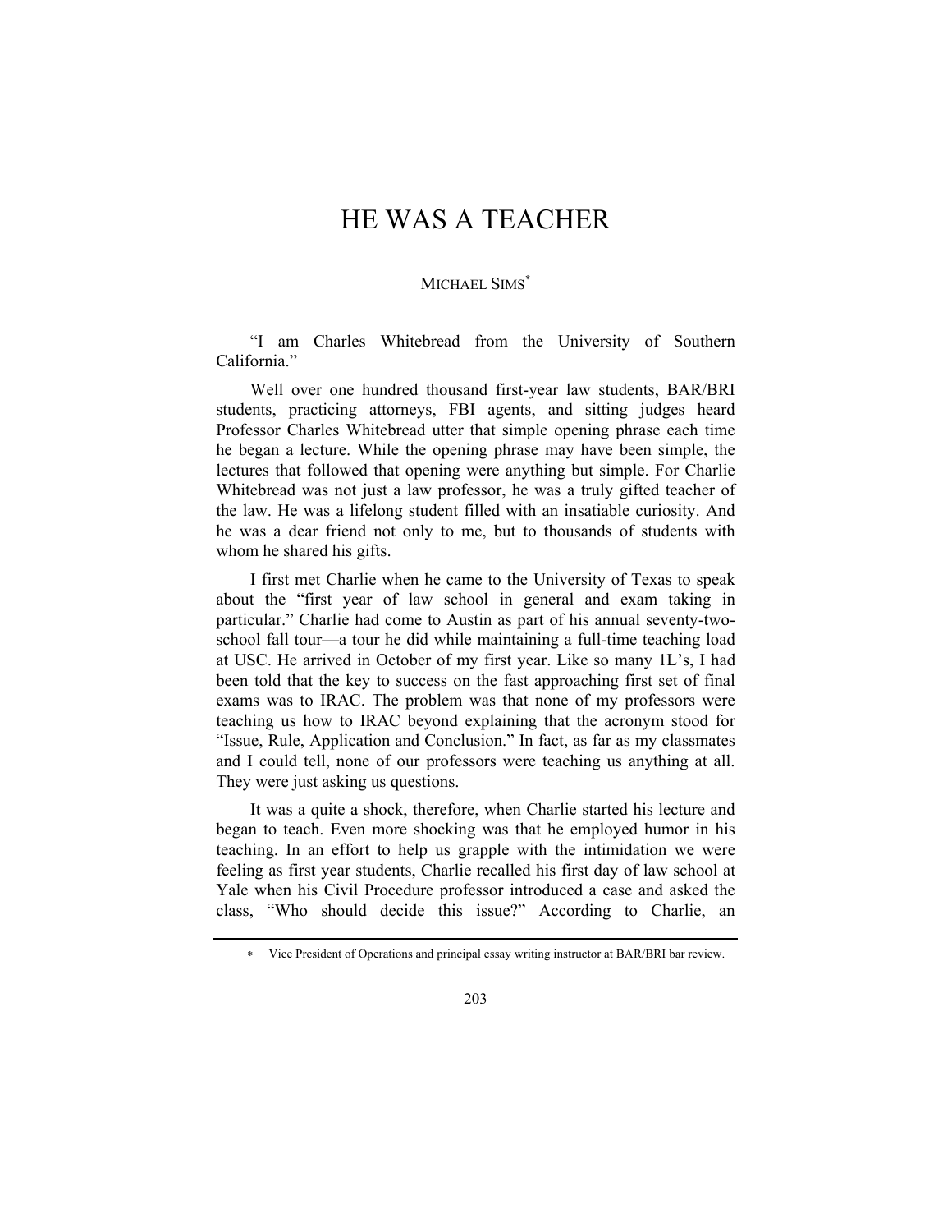# HE WAS A TEACHER

MICHAEL SIMS*

"I am Charles Whitebread from the University of Southern California."

Well over one hundred thousand first-year law students, BAR/BRI students, practicing attorneys, FBI agents, and sitting judges heard Professor Charles Whitebread utter that simple opening phrase each time he began a lecture. While the opening phrase may have been simple, the lectures that followed that opening were anything but simple. For Charlie Whitebread was not just a law professor, he was a truly gifted teacher of the law. He was a lifelong student filled with an insatiable curiosity. And he was a dear friend not only to me, but to thousands of students with whom he shared his gifts.

I first met Charlie when he came to the University of Texas to speak about the "first year of law school in general and exam taking in particular." Charlie had come to Austin as part of his annual seventy-two-school fall tour—a tour he did while maintaining a full-time teaching load at USC. He arrived in October of my first year. Like so many 1L's, I had been told that the key to success on the fast approaching first set of final exams was to IRAC. The problem was that none of my professors were teaching us how to IRAC beyond explaining that the acronym stood for "Issue, Rule, Application and Conclusion." In fact, as far as my classmates and I could tell, none of our professors were teaching us anything at all. They were just asking us questions.

It was a quite a shock, therefore, when Charlie started his lecture and began to teach. Even more shocking was that he employed humor in his teaching. In an effort to help us grapple with the intimidation we were feeling as first year students, Charlie recalled his first day of law school at Yale when his Civil Procedure professor introduced a case and asked the class, "Who should decide this issue?" According to Charlie, an

\* Vice President of Operations and principal essay writing instructor at BAR/BRI bar review.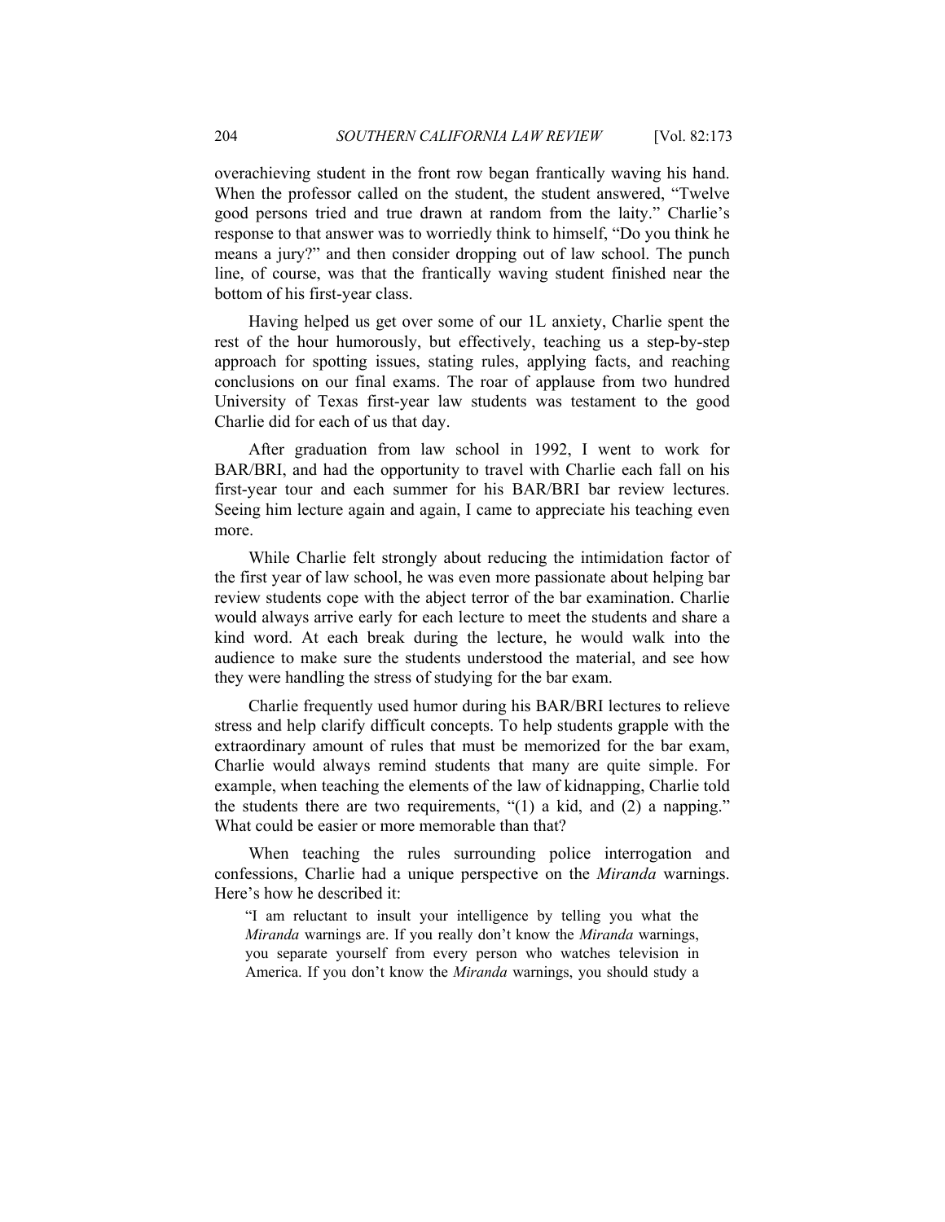overachieving student in the front row began frantically waving his hand. When the professor called on the student, the student answered, "Twelve good persons tried and true drawn at random from the laity." Charlie's response to that answer was to worriedly think to himself, "Do you think he means a jury?" and then consider dropping out of law school. The punch line, of course, was that the frantically waving student finished near the bottom of his first-year class.

Having helped us get over some of our 1L anxiety, Charlie spent the rest of the hour humorously, but effectively, teaching us a step-by-step approach for spotting issues, stating rules, applying facts, and reaching conclusions on our final exams. The roar of applause from two hundred University of Texas first-year law students was testament to the good Charlie did for each of us that day.

After graduation from law school in 1992, I went to work for BAR/BRI, and had the opportunity to travel with Charlie each fall on his first-year tour and each summer for his BAR/BRI bar review lectures. Seeing him lecture again and again, I came to appreciate his teaching even more.

While Charlie felt strongly about reducing the intimidation factor of the first year of law school, he was even more passionate about helping bar review students cope with the abject terror of the bar examination. Charlie would always arrive early for each lecture to meet the students and share a kind word. At each break during the lecture, he would walk into the audience to make sure the students understood the material, and see how they were handling the stress of studying for the bar exam.

Charlie frequently used humor during his BAR/BRI lectures to relieve stress and help clarify difficult concepts. To help students grapple with the extraordinary amount of rules that must be memorized for the bar exam, Charlie would always remind students that many are quite simple. For example, when teaching the elements of the law of kidnapping, Charlie told the students there are two requirements, "(1) a kid, and (2) a napping." What could be easier or more memorable than that?

When teaching the rules surrounding police interrogation and confessions, Charlie had a unique perspective on the *Miranda* warnings. Here's how he described it:

> "I am reluctant to insult your intelligence by telling you what the *Miranda* warnings are. If you really don't know the *Miranda* warnings, you separate yourself from every person who watches television in America. If you don't know the *Miranda* warnings, you should study a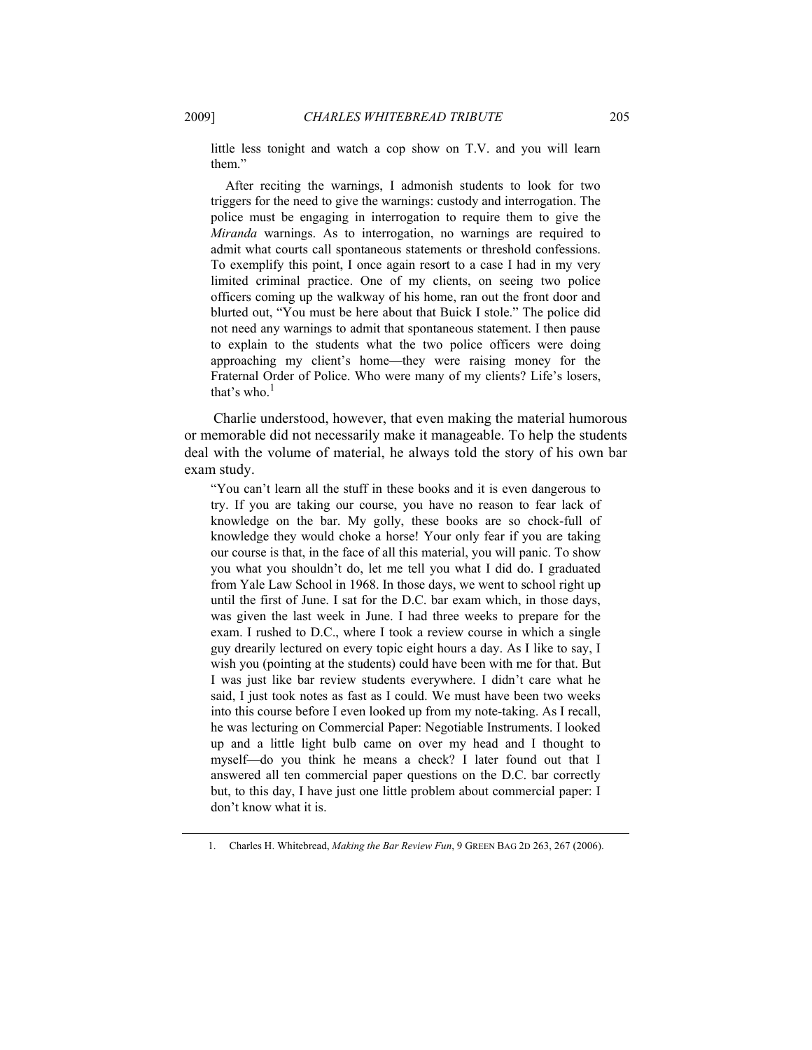little less tonight and watch a cop show on T.V. and you will learn them."

After reciting the warnings, I admonish students to look for two triggers for the need to give the warnings: custody and interrogation. The police must be engaging in interrogation to require them to give the *Miranda* warnings. As to interrogation, no warnings are required to admit what courts call spontaneous statements or threshold confessions. To exemplify this point, I once again resort to a case I had in my very limited criminal practice. One of my clients, on seeing two police officers coming up the walkway of his home, ran out the front door and blurted out, "You must be here about that Buick I stole." The police did not need any warnings to admit that spontaneous statement. I then pause to explain to the students what the two police officers were doing approaching my client's home—they were raising money for the Fraternal Order of Police. Who were many of my clients? Life's losers, that's who.[1]

Charlie understood, however, that even making the material humorous or memorable did not necessarily make it manageable. To help the students deal with the volume of material, he always told the story of his own bar exam study.

> "You can't learn all the stuff in these books and it is even dangerous to try. If you are taking our course, you have no reason to fear lack of knowledge on the bar. My golly, these books are so chock-full of knowledge they would choke a horse! Your only fear if you are taking our course is that, in the face of all this material, you will panic. To show you what you shouldn't do, let me tell you what I did do. I graduated from Yale Law School in 1968. In those days, we went to school right up until the first of June. I sat for the D.C. bar exam which, in those days, was given the last week in June. I had three weeks to prepare for the exam. I rushed to D.C., where I took a review course in which a single guy drearily lectured on every topic eight hours a day. As I like to say, I wish you (pointing at the students) could have been with me for that. But I was just like bar review students everywhere. I didn't care what he said, I just took notes as fast as I could. We must have been two weeks into this course before I even looked up from my note-taking. As I recall, he was lecturing on Commercial Paper: Negotiable Instruments. I looked up and a little light bulb came on over my head and I thought to myself—do you think he means a check? I later found out that I answered all ten commercial paper questions on the D.C. bar correctly but, to this day, I have just one little problem about commercial paper: I don't know what it is.

---

1. Charles H. Whitebread, *Making the Bar Review Fun*, 9 GREEN BAG 2D 263, 267 (2006).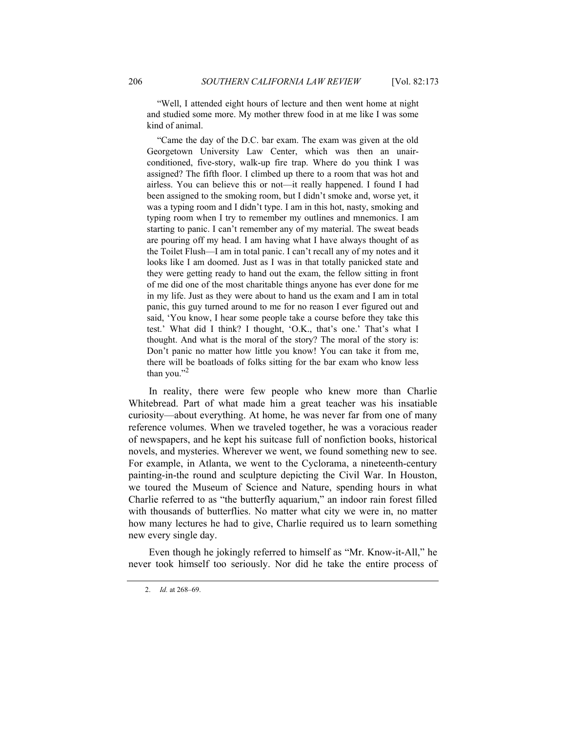"Well, I attended eight hours of lecture and then went home at night and studied some more. My mother threw food in at me like I was some kind of animal.

"Came the day of the D.C. bar exam. The exam was given at the old Georgetown University Law Center, which was then an unair-conditioned, five-story, walk-up fire trap. Where do you think I was assigned? The fifth floor. I climbed up there to a room that was hot and airless. You can believe this or not—it really happened. I found I had been assigned to the smoking room, but I didn't smoke and, worse yet, it was a typing room and I didn't type. I am in this hot, nasty, smoking and typing room when I try to remember my outlines and mnemonics. I am starting to panic. I can't remember any of my material. The sweat beads are pouring off my head. I am having what I have always thought of as the Toilet Flush—I am in total panic. I can't recall any of my notes and it looks like I am doomed. Just as I was in that totally panicked state and they were getting ready to hand out the exam, the fellow sitting in front of me did one of the most charitable things anyone has ever done for me in my life. Just as they were about to hand us the exam and I am in total panic, this guy turned around to me for no reason I ever figured out and said, 'You know, I hear some people take a course before they take this test.' What did I think? I thought, 'O.K., that's one.' That's what I thought. And what is the moral of the story? The moral of the story is: Don't panic no matter how little you know! You can take it from me, there will be boatloads of folks sitting for the bar exam who know less than you."[2]

In reality, there were few people who knew more than Charlie Whitebread. Part of what made him a great teacher was his insatiable curiosity—about everything. At home, he was never far from one of many reference volumes. When we traveled together, he was a voracious reader of newspapers, and he kept his suitcase full of nonfiction books, historical novels, and mysteries. Wherever we went, we found something new to see. For example, in Atlanta, we went to the Cyclorama, a nineteenth-century painting-in-the round and sculpture depicting the Civil War. In Houston, we toured the Museum of Science and Nature, spending hours in what Charlie referred to as "the butterfly aquarium," an indoor rain forest filled with thousands of butterflies. No matter what city we were in, no matter how many lectures he had to give, Charlie required us to learn something new every single day.

Even though he jokingly referred to himself as "Mr. Know-it-All," he never took himself too seriously. Nor did he take the entire process of

---

2. *Id.* at 268–69.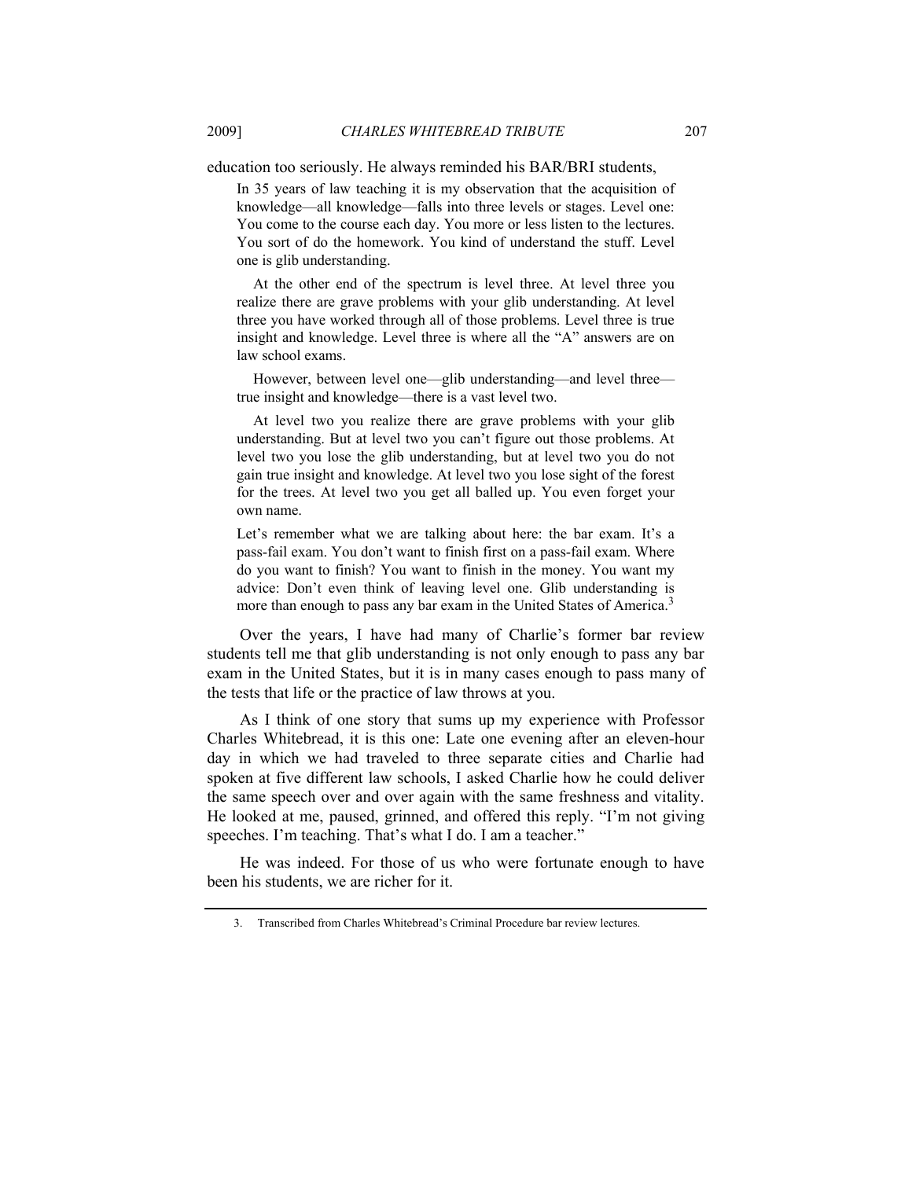education too seriously. He always reminded his BAR/BRI students,

> In 35 years of law teaching it is my observation that the acquisition of knowledge—all knowledge—falls into three levels or stages. Level one: You come to the course each day. You more or less listen to the lectures. You sort of do the homework. You kind of understand the stuff. Level one is glib understanding.
>
> At the other end of the spectrum is level three. At level three you realize there are grave problems with your glib understanding. At level three you have worked through all of those problems. Level three is true insight and knowledge. Level three is where all the "A" answers are on law school exams.
>
> However, between level one—glib understanding—and level three—true insight and knowledge—there is a vast level two.
>
> At level two you realize there are grave problems with your glib understanding. But at level two you can't figure out those problems. At level two you lose the glib understanding, but at level two you do not gain true insight and knowledge. At level two you lose sight of the forest for the trees. At level two you get all balled up. You even forget your own name.
>
> Let's remember what we are talking about here: the bar exam. It's a pass-fail exam. You don't want to finish first on a pass-fail exam. Where do you want to finish? You want to finish in the money. You want my advice: Don't even think of leaving level one. Glib understanding is more than enough to pass any bar exam in the United States of America.[3]

Over the years, I have had many of Charlie's former bar review students tell me that glib understanding is not only enough to pass any bar exam in the United States, but it is in many cases enough to pass many of the tests that life or the practice of law throws at you.

As I think of one story that sums up my experience with Professor Charles Whitebread, it is this one: Late one evening after an eleven-hour day in which we had traveled to three separate cities and Charlie had spoken at five different law schools, I asked Charlie how he could deliver the same speech over and over again with the same freshness and vitality. He looked at me, paused, grinned, and offered this reply. "I'm not giving speeches. I'm teaching. That's what I do. I am a teacher."

He was indeed. For those of us who were fortunate enough to have been his students, we are richer for it.

---

3. Transcribed from Charles Whitebread's Criminal Procedure bar review lectures.